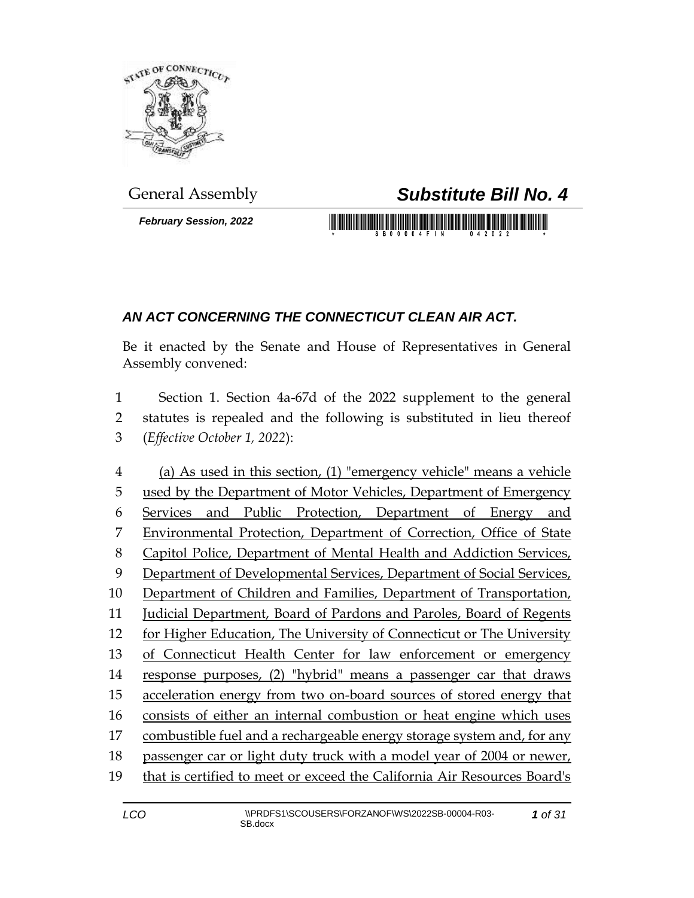General Assembly

# *Substitute Bill No. 4*

***February Session, 2022***

## *AN ACT CONCERNING THE CONNECTICUT CLEAN AIR ACT.*

Be it enacted by the Senate and House of Representatives in General Assembly convened:

Section 1. Section 4a-67d of the 2022 supplement to the general statutes is repealed and the following is substituted in lieu thereof (*Effective October 1, 2022*):

(a) As used in this section, (1) "emergency vehicle" means a vehicle used by the Department of Motor Vehicles, Department of Emergency Services and Public Protection, Department of Energy and Environmental Protection, Department of Correction, Office of State Capitol Police, Department of Mental Health and Addiction Services, Department of Developmental Services, Department of Social Services, Department of Children and Families, Department of Transportation, Judicial Department, Board of Pardons and Paroles, Board of Regents for Higher Education, The University of Connecticut or The University of Connecticut Health Center for law enforcement or emergency response purposes, (2) "hybrid" means a passenger car that draws acceleration energy from two on-board sources of stored energy that consists of either an internal combustion or heat engine which uses combustible fuel and a rechargeable energy storage system and, for any passenger car or light duty truck with a model year of 2004 or newer, that is certified to meet or exceed the California Air Resources Board's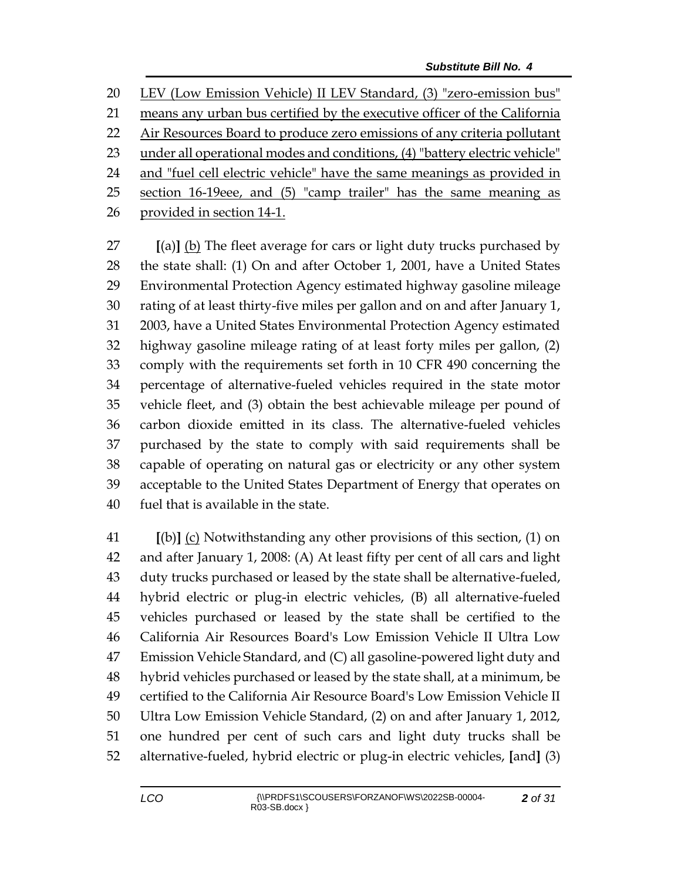LEV (Low Emission Vehicle) II LEV Standard, (3) "zero-emission bus" means any urban bus certified by the executive officer of the California Air Resources Board to produce zero emissions of any criteria pollutant under all operational modes and conditions, (4) "battery electric vehicle" and "fuel cell electric vehicle" have the same meanings as provided in section 16-19eee, and (5) "camp trailer" has the same meaning as provided in section 14-1.

**[**(a)**]** (b) The fleet average for cars or light duty trucks purchased by the state shall: (1) On and after October 1, 2001, have a United States Environmental Protection Agency estimated highway gasoline mileage rating of at least thirty-five miles per gallon and on and after January 1, 2003, have a United States Environmental Protection Agency estimated highway gasoline mileage rating of at least forty miles per gallon, (2) comply with the requirements set forth in 10 CFR 490 concerning the percentage of alternative-fueled vehicles required in the state motor vehicle fleet, and (3) obtain the best achievable mileage per pound of carbon dioxide emitted in its class. The alternative-fueled vehicles purchased by the state to comply with said requirements shall be capable of operating on natural gas or electricity or any other system acceptable to the United States Department of Energy that operates on fuel that is available in the state.

**[**(b)**]** (c) Notwithstanding any other provisions of this section, (1) on and after January 1, 2008: (A) At least fifty per cent of all cars and light duty trucks purchased or leased by the state shall be alternative-fueled, hybrid electric or plug-in electric vehicles, (B) all alternative-fueled vehicles purchased or leased by the state shall be certified to the California Air Resources Board's Low Emission Vehicle II Ultra Low Emission Vehicle Standard, and (C) all gasoline-powered light duty and hybrid vehicles purchased or leased by the state shall, at a minimum, be certified to the California Air Resource Board's Low Emission Vehicle II Ultra Low Emission Vehicle Standard, (2) on and after January 1, 2012, one hundred per cent of such cars and light duty trucks shall be alternative-fueled, hybrid electric or plug-in electric vehicles, **[**and**]** (3)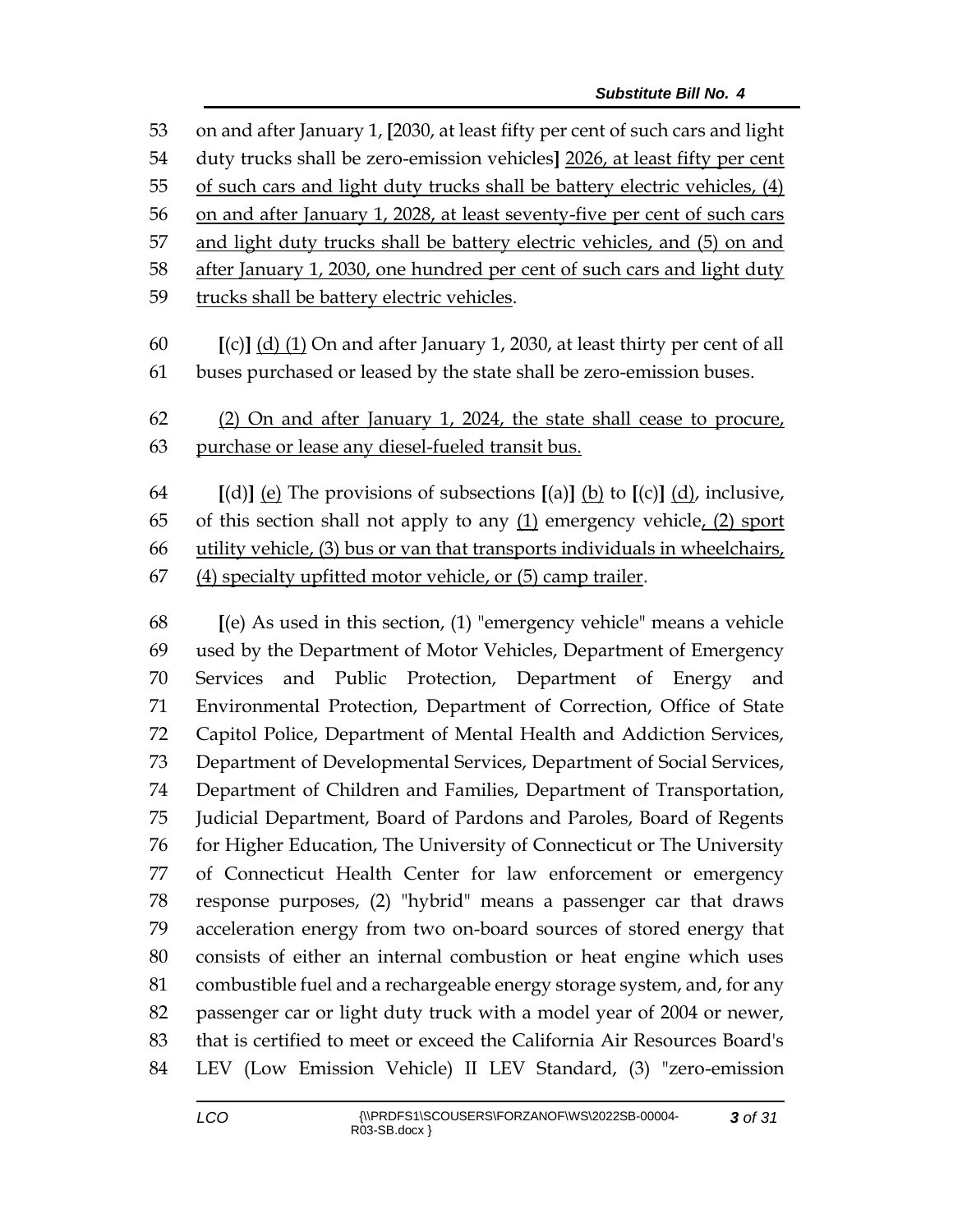53 on and after January 1, [2030, at least fifty per cent of such cars and light
54 duty trucks shall be zero-emission vehicles] <u>2026, at least fifty per cent</u>
55 <u>of such cars and light duty trucks shall be battery electric vehicles, (4)</u>
56 <u>on and after January 1, 2028, at least seventy-five per cent of such cars</u>
57 <u>and light duty trucks shall be battery electric vehicles, and (5) on and</u>
58 <u>after January 1, 2030, one hundred per cent of such cars and light duty</u>
59 <u>trucks shall be battery electric vehicles</u>.

60 [(c)] <u>(d) (1)</u> On and after January 1, 2030, at least thirty per cent of all
61 buses purchased or leased by the state shall be zero-emission buses.

62 <u>(2) On and after January 1, 2024, the state shall cease to procure,</u>
63 <u>purchase or lease any diesel-fueled transit bus.</u>

64 [(d)] <u>(e)</u> The provisions of subsections [(a)] <u>(b)</u> to [(c)] <u>(d)</u>, inclusive,
65 of this section shall not apply to any <u>(1)</u> emergency vehicle<u>, (2) sport</u>
66 <u>utility vehicle, (3) bus or van that transports individuals in wheelchairs,</u>
67 <u>(4) specialty upfitted motor vehicle, or (5) camp trailer</u>.

68 [(e) As used in this section, (1) "emergency vehicle" means a vehicle
69 used by the Department of Motor Vehicles, Department of Emergency
70 Services and Public Protection, Department of Energy and
71 Environmental Protection, Department of Correction, Office of State
72 Capitol Police, Department of Mental Health and Addiction Services,
73 Department of Developmental Services, Department of Social Services,
74 Department of Children and Families, Department of Transportation,
75 Judicial Department, Board of Pardons and Paroles, Board of Regents
76 for Higher Education, The University of Connecticut or The University
77 of Connecticut Health Center for law enforcement or emergency
78 response purposes, (2) "hybrid" means a passenger car that draws
79 acceleration energy from two on-board sources of stored energy that
80 consists of either an internal combustion or heat engine which uses
81 combustible fuel and a rechargeable energy storage system, and, for any
82 passenger car or light duty truck with a model year of 2004 or newer,
83 that is certified to meet or exceed the California Air Resources Board's
84 LEV (Low Emission Vehicle) II LEV Standard, (3) "zero-emission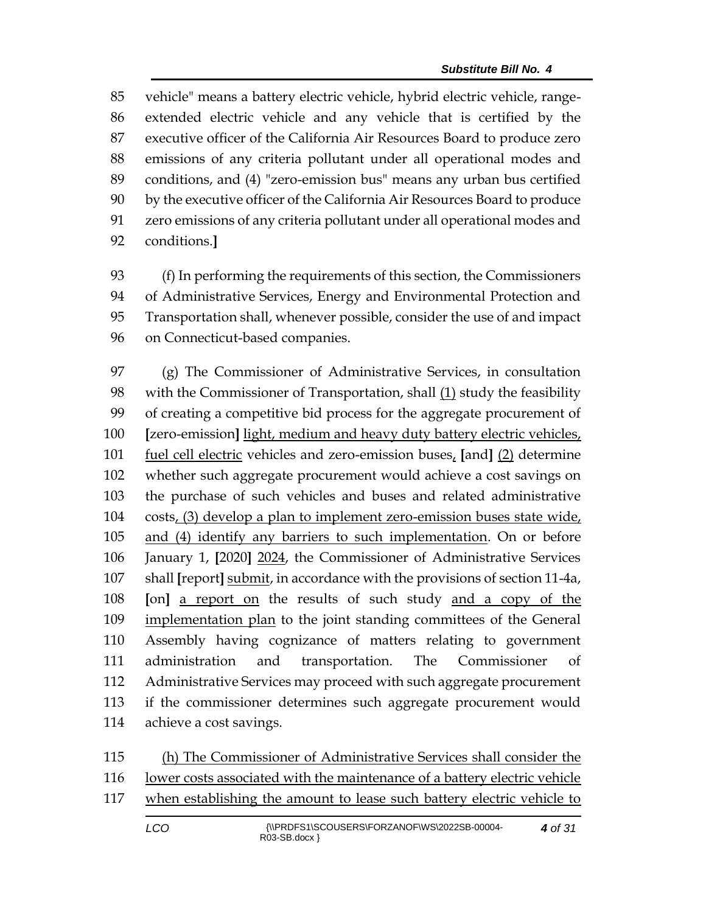vehicle" means a battery electric vehicle, hybrid electric vehicle, range-extended electric vehicle and any vehicle that is certified by the executive officer of the California Air Resources Board to produce zero emissions of any criteria pollutant under all operational modes and conditions, and (4) "zero-emission bus" means any urban bus certified by the executive officer of the California Air Resources Board to produce zero emissions of any criteria pollutant under all operational modes and conditions.**]**

(f) In performing the requirements of this section, the Commissioners of Administrative Services, Energy and Environmental Protection and Transportation shall, whenever possible, consider the use of and impact on Connecticut-based companies.

(g) The Commissioner of Administrative Services, in consultation with the Commissioner of Transportation, shall <u>(1)</u> study the feasibility of creating a competitive bid process for the aggregate procurement of **[**zero-emission**]** <u>light, medium and heavy duty battery electric vehicles, fuel cell electric</u> vehicles and zero-emission buses<u>,</u> **[**and**]** <u>(2)</u> determine whether such aggregate procurement would achieve a cost savings on the purchase of such vehicles and buses and related administrative costs<u>, (3) develop a plan to implement zero-emission buses state wide, and (4) identify any barriers to such implementation</u>. On or before January 1, **[**2020**]** <u>2024</u>, the Commissioner of Administrative Services shall **[**report**]** <u>submit</u>, in accordance with the provisions of section 11-4a, **[**on**]** <u>a report on</u> the results of such study <u>and a copy of the implementation plan</u> to the joint standing committees of the General Assembly having cognizance of matters relating to government administration and transportation. The Commissioner of Administrative Services may proceed with such aggregate procurement if the commissioner determines such aggregate procurement would achieve a cost savings.

<u>(h) The Commissioner of Administrative Services shall consider the lower costs associated with the maintenance of a battery electric vehicle when establishing the amount to lease such battery electric vehicle to</u>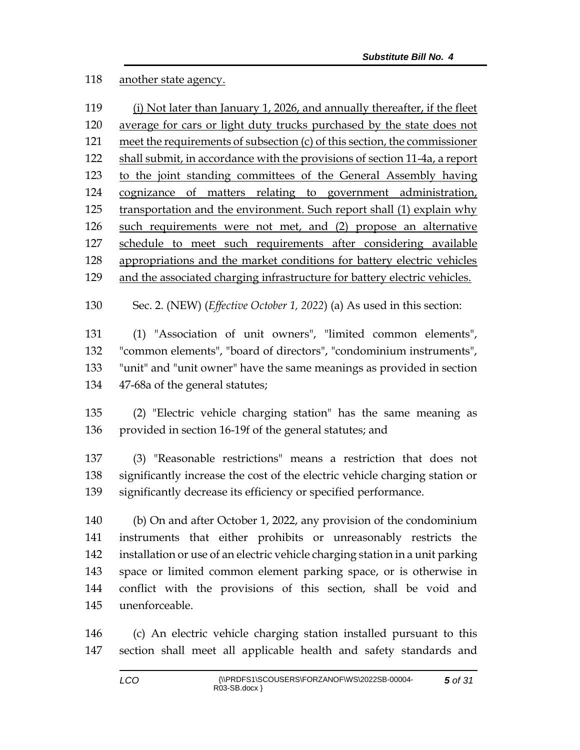another state agency.

(i) Not later than January 1, 2026, and annually thereafter, if the fleet average for cars or light duty trucks purchased by the state does not meet the requirements of subsection (c) of this section, the commissioner shall submit, in accordance with the provisions of section 11-4a, a report to the joint standing committees of the General Assembly having cognizance of matters relating to government administration, transportation and the environment. Such report shall (1) explain why such requirements were not met, and (2) propose an alternative schedule to meet such requirements after considering available appropriations and the market conditions for battery electric vehicles and the associated charging infrastructure for battery electric vehicles.

Sec. 2. (NEW) (*Effective October 1, 2022*) (a) As used in this section:

(1) "Association of unit owners", "limited common elements", "common elements", "board of directors", "condominium instruments", "unit" and "unit owner" have the same meanings as provided in section 47-68a of the general statutes;

(2) "Electric vehicle charging station" has the same meaning as provided in section 16-19f of the general statutes; and

(3) "Reasonable restrictions" means a restriction that does not significantly increase the cost of the electric vehicle charging station or significantly decrease its efficiency or specified performance.

(b) On and after October 1, 2022, any provision of the condominium instruments that either prohibits or unreasonably restricts the installation or use of an electric vehicle charging station in a unit parking space or limited common element parking space, or is otherwise in conflict with the provisions of this section, shall be void and unenforceable.

(c) An electric vehicle charging station installed pursuant to this section shall meet all applicable health and safety standards and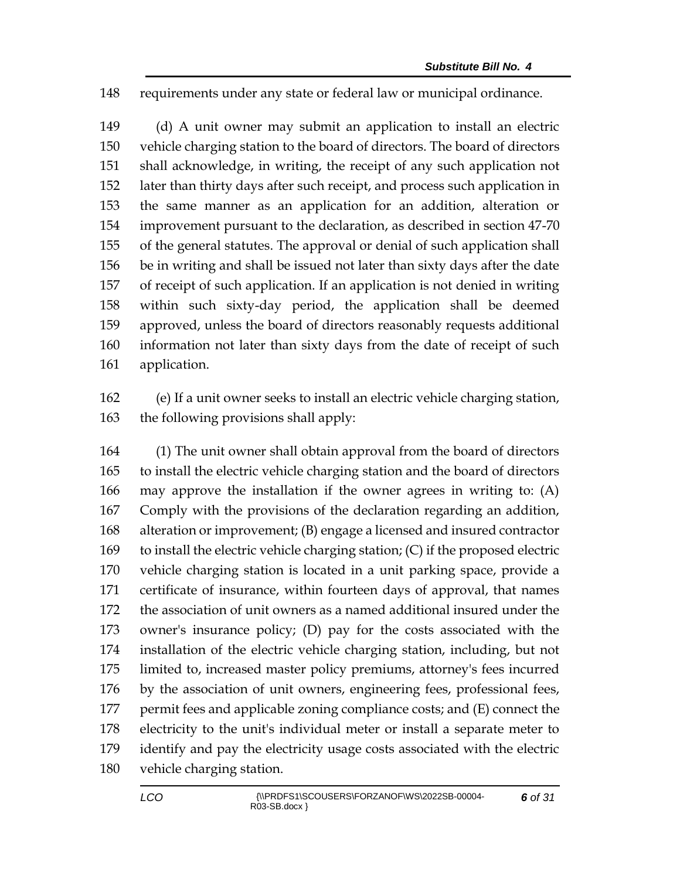requirements under any state or federal law or municipal ordinance.

(d) A unit owner may submit an application to install an electric vehicle charging station to the board of directors. The board of directors shall acknowledge, in writing, the receipt of any such application not later than thirty days after such receipt, and process such application in the same manner as an application for an addition, alteration or improvement pursuant to the declaration, as described in section 47-70 of the general statutes. The approval or denial of such application shall be in writing and shall be issued not later than sixty days after the date of receipt of such application. If an application is not denied in writing within such sixty-day period, the application shall be deemed approved, unless the board of directors reasonably requests additional information not later than sixty days from the date of receipt of such application.

(e) If a unit owner seeks to install an electric vehicle charging station, the following provisions shall apply:

(1) The unit owner shall obtain approval from the board of directors to install the electric vehicle charging station and the board of directors may approve the installation if the owner agrees in writing to: (A) Comply with the provisions of the declaration regarding an addition, alteration or improvement; (B) engage a licensed and insured contractor to install the electric vehicle charging station; (C) if the proposed electric vehicle charging station is located in a unit parking space, provide a certificate of insurance, within fourteen days of approval, that names the association of unit owners as a named additional insured under the owner's insurance policy; (D) pay for the costs associated with the installation of the electric vehicle charging station, including, but not limited to, increased master policy premiums, attorney's fees incurred by the association of unit owners, engineering fees, professional fees, permit fees and applicable zoning compliance costs; and (E) connect the electricity to the unit's individual meter or install a separate meter to identify and pay the electricity usage costs associated with the electric vehicle charging station.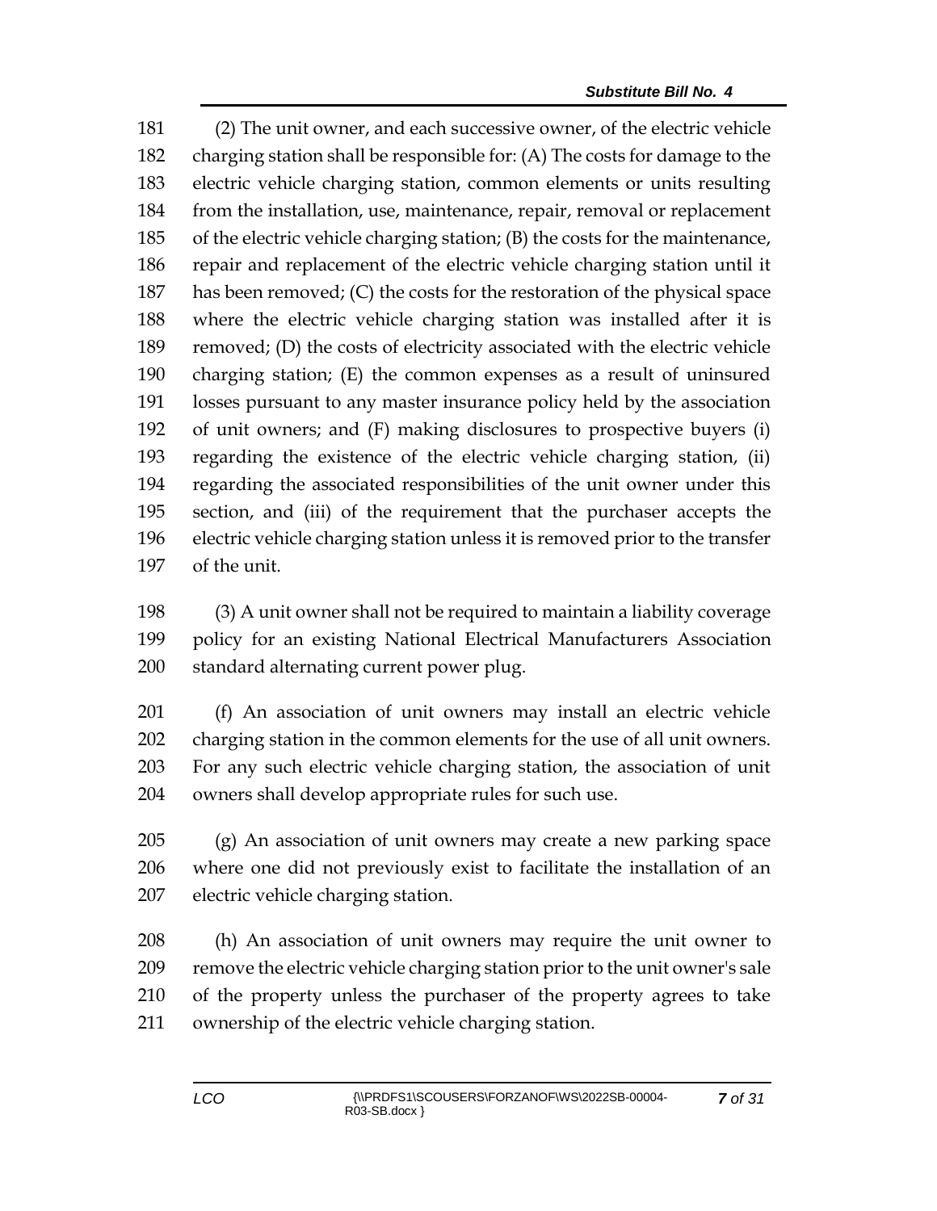(2) The unit owner, and each successive owner, of the electric vehicle charging station shall be responsible for: (A) The costs for damage to the electric vehicle charging station, common elements or units resulting from the installation, use, maintenance, repair, removal or replacement of the electric vehicle charging station; (B) the costs for the maintenance, repair and replacement of the electric vehicle charging station until it has been removed; (C) the costs for the restoration of the physical space where the electric vehicle charging station was installed after it is removed; (D) the costs of electricity associated with the electric vehicle charging station; (E) the common expenses as a result of uninsured losses pursuant to any master insurance policy held by the association of unit owners; and (F) making disclosures to prospective buyers (i) regarding the existence of the electric vehicle charging station, (ii) regarding the associated responsibilities of the unit owner under this section, and (iii) of the requirement that the purchaser accepts the electric vehicle charging station unless it is removed prior to the transfer of the unit.

(3) A unit owner shall not be required to maintain a liability coverage policy for an existing National Electrical Manufacturers Association standard alternating current power plug.

(f) An association of unit owners may install an electric vehicle charging station in the common elements for the use of all unit owners. For any such electric vehicle charging station, the association of unit owners shall develop appropriate rules for such use.

(g) An association of unit owners may create a new parking space where one did not previously exist to facilitate the installation of an electric vehicle charging station.

(h) An association of unit owners may require the unit owner to remove the electric vehicle charging station prior to the unit owner's sale of the property unless the purchaser of the property agrees to take ownership of the electric vehicle charging station.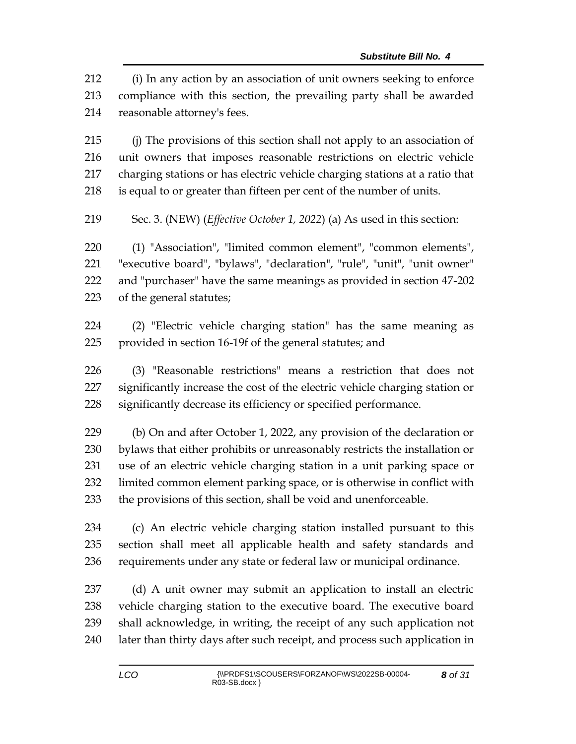(i) In any action by an association of unit owners seeking to enforce compliance with this section, the prevailing party shall be awarded reasonable attorney's fees.

(j) The provisions of this section shall not apply to an association of unit owners that imposes reasonable restrictions on electric vehicle charging stations or has electric vehicle charging stations at a ratio that is equal to or greater than fifteen per cent of the number of units.

Sec. 3. (NEW) (*Effective October 1, 2022*) (a) As used in this section:

(1) "Association", "limited common element", "common elements", "executive board", "bylaws", "declaration", "rule", "unit", "unit owner" and "purchaser" have the same meanings as provided in section 47-202 of the general statutes;

(2) "Electric vehicle charging station" has the same meaning as provided in section 16-19f of the general statutes; and

(3) "Reasonable restrictions" means a restriction that does not significantly increase the cost of the electric vehicle charging station or significantly decrease its efficiency or specified performance.

(b) On and after October 1, 2022, any provision of the declaration or bylaws that either prohibits or unreasonably restricts the installation or use of an electric vehicle charging station in a unit parking space or limited common element parking space, or is otherwise in conflict with the provisions of this section, shall be void and unenforceable.

(c) An electric vehicle charging station installed pursuant to this section shall meet all applicable health and safety standards and requirements under any state or federal law or municipal ordinance.

(d) A unit owner may submit an application to install an electric vehicle charging station to the executive board. The executive board shall acknowledge, in writing, the receipt of any such application not later than thirty days after such receipt, and process such application in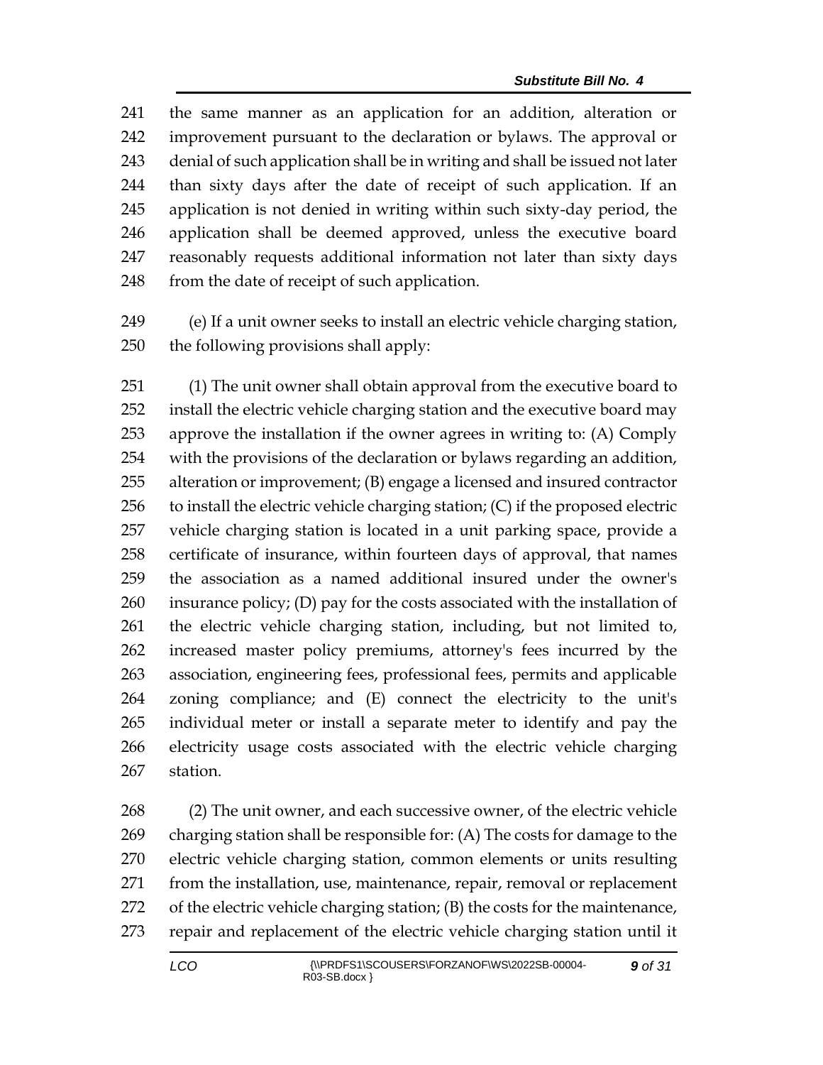the same manner as an application for an addition, alteration or improvement pursuant to the declaration or bylaws. The approval or denial of such application shall be in writing and shall be issued not later than sixty days after the date of receipt of such application. If an application is not denied in writing within such sixty-day period, the application shall be deemed approved, unless the executive board reasonably requests additional information not later than sixty days from the date of receipt of such application.

(e) If a unit owner seeks to install an electric vehicle charging station, the following provisions shall apply:

(1) The unit owner shall obtain approval from the executive board to install the electric vehicle charging station and the executive board may approve the installation if the owner agrees in writing to: (A) Comply with the provisions of the declaration or bylaws regarding an addition, alteration or improvement; (B) engage a licensed and insured contractor to install the electric vehicle charging station; (C) if the proposed electric vehicle charging station is located in a unit parking space, provide a certificate of insurance, within fourteen days of approval, that names the association as a named additional insured under the owner's insurance policy; (D) pay for the costs associated with the installation of the electric vehicle charging station, including, but not limited to, increased master policy premiums, attorney's fees incurred by the association, engineering fees, professional fees, permits and applicable zoning compliance; and (E) connect the electricity to the unit's individual meter or install a separate meter to identify and pay the electricity usage costs associated with the electric vehicle charging station.

(2) The unit owner, and each successive owner, of the electric vehicle charging station shall be responsible for: (A) The costs for damage to the electric vehicle charging station, common elements or units resulting from the installation, use, maintenance, repair, removal or replacement of the electric vehicle charging station; (B) the costs for the maintenance, repair and replacement of the electric vehicle charging station until it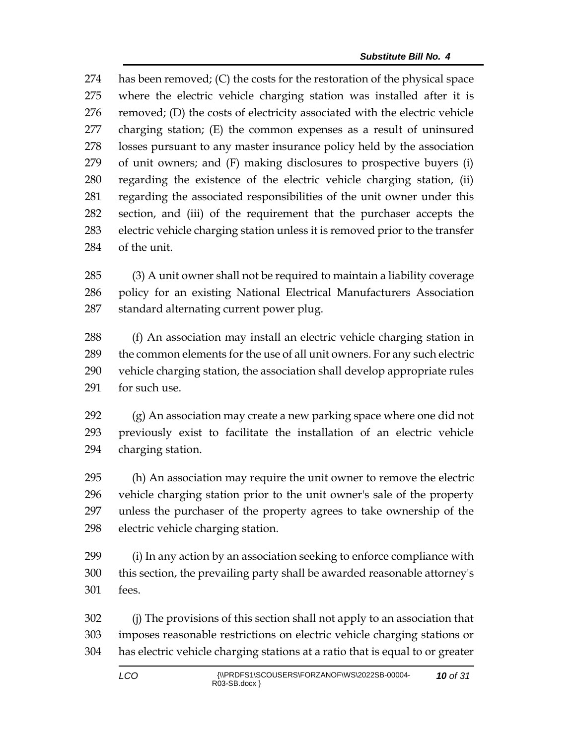has been removed; (C) the costs for the restoration of the physical space where the electric vehicle charging station was installed after it is removed; (D) the costs of electricity associated with the electric vehicle charging station; (E) the common expenses as a result of uninsured losses pursuant to any master insurance policy held by the association of unit owners; and (F) making disclosures to prospective buyers (i) regarding the existence of the electric vehicle charging station, (ii) regarding the associated responsibilities of the unit owner under this section, and (iii) of the requirement that the purchaser accepts the electric vehicle charging station unless it is removed prior to the transfer of the unit.

(3) A unit owner shall not be required to maintain a liability coverage policy for an existing National Electrical Manufacturers Association standard alternating current power plug.

(f) An association may install an electric vehicle charging station in the common elements for the use of all unit owners. For any such electric vehicle charging station, the association shall develop appropriate rules for such use.

(g) An association may create a new parking space where one did not previously exist to facilitate the installation of an electric vehicle charging station.

(h) An association may require the unit owner to remove the electric vehicle charging station prior to the unit owner's sale of the property unless the purchaser of the property agrees to take ownership of the electric vehicle charging station.

(i) In any action by an association seeking to enforce compliance with this section, the prevailing party shall be awarded reasonable attorney's fees.

(j) The provisions of this section shall not apply to an association that imposes reasonable restrictions on electric vehicle charging stations or has electric vehicle charging stations at a ratio that is equal to or greater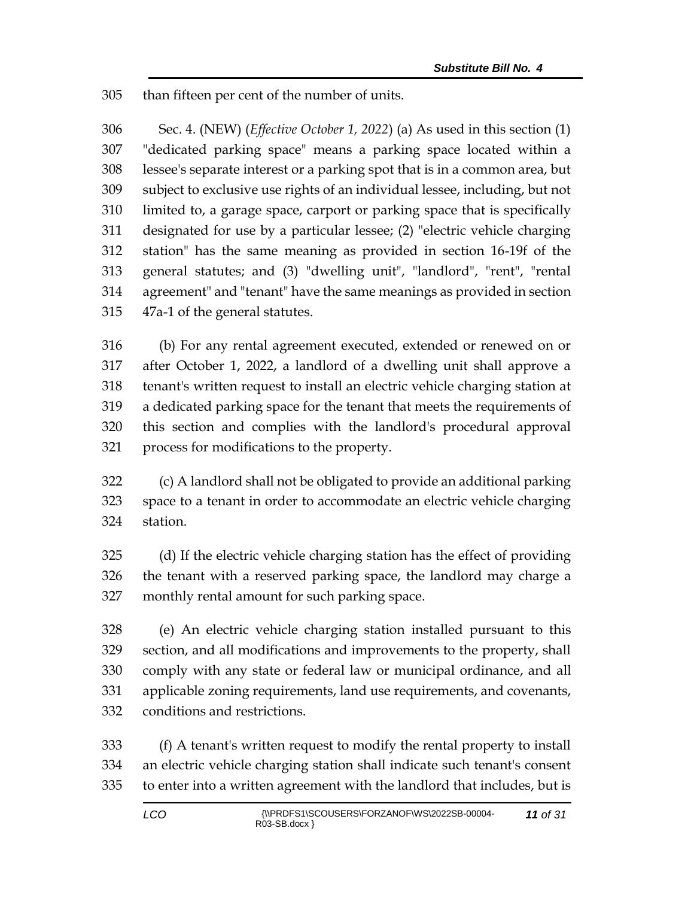than fifteen per cent of the number of units.

Sec. 4. (NEW) (*Effective October 1, 2022*) (a) As used in this section (1) "dedicated parking space" means a parking space located within a lessee's separate interest or a parking spot that is in a common area, but subject to exclusive use rights of an individual lessee, including, but not limited to, a garage space, carport or parking space that is specifically designated for use by a particular lessee; (2) "electric vehicle charging station" has the same meaning as provided in section 16-19f of the general statutes; and (3) "dwelling unit", "landlord", "rent", "rental agreement" and "tenant" have the same meanings as provided in section 47a-1 of the general statutes.

(b) For any rental agreement executed, extended or renewed on or after October 1, 2022, a landlord of a dwelling unit shall approve a tenant's written request to install an electric vehicle charging station at a dedicated parking space for the tenant that meets the requirements of this section and complies with the landlord's procedural approval process for modifications to the property.

(c) A landlord shall not be obligated to provide an additional parking space to a tenant in order to accommodate an electric vehicle charging station.

(d) If the electric vehicle charging station has the effect of providing the tenant with a reserved parking space, the landlord may charge a monthly rental amount for such parking space.

(e) An electric vehicle charging station installed pursuant to this section, and all modifications and improvements to the property, shall comply with any state or federal law or municipal ordinance, and all applicable zoning requirements, land use requirements, and covenants, conditions and restrictions.

(f) A tenant's written request to modify the rental property to install an electric vehicle charging station shall indicate such tenant's consent to enter into a written agreement with the landlord that includes, but is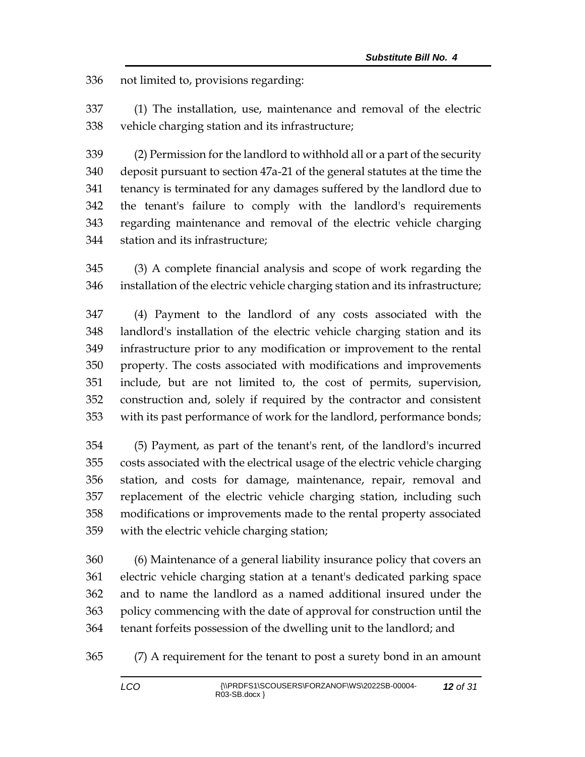not limited to, provisions regarding:

(1) The installation, use, maintenance and removal of the electric vehicle charging station and its infrastructure;

(2) Permission for the landlord to withhold all or a part of the security deposit pursuant to section 47a-21 of the general statutes at the time the tenancy is terminated for any damages suffered by the landlord due to the tenant's failure to comply with the landlord's requirements regarding maintenance and removal of the electric vehicle charging station and its infrastructure;

(3) A complete financial analysis and scope of work regarding the installation of the electric vehicle charging station and its infrastructure;

(4) Payment to the landlord of any costs associated with the landlord's installation of the electric vehicle charging station and its infrastructure prior to any modification or improvement to the rental property. The costs associated with modifications and improvements include, but are not limited to, the cost of permits, supervision, construction and, solely if required by the contractor and consistent with its past performance of work for the landlord, performance bonds;

(5) Payment, as part of the tenant's rent, of the landlord's incurred costs associated with the electrical usage of the electric vehicle charging station, and costs for damage, maintenance, repair, removal and replacement of the electric vehicle charging station, including such modifications or improvements made to the rental property associated with the electric vehicle charging station;

(6) Maintenance of a general liability insurance policy that covers an electric vehicle charging station at a tenant's dedicated parking space and to name the landlord as a named additional insured under the policy commencing with the date of approval for construction until the tenant forfeits possession of the dwelling unit to the landlord; and

(7) A requirement for the tenant to post a surety bond in an amount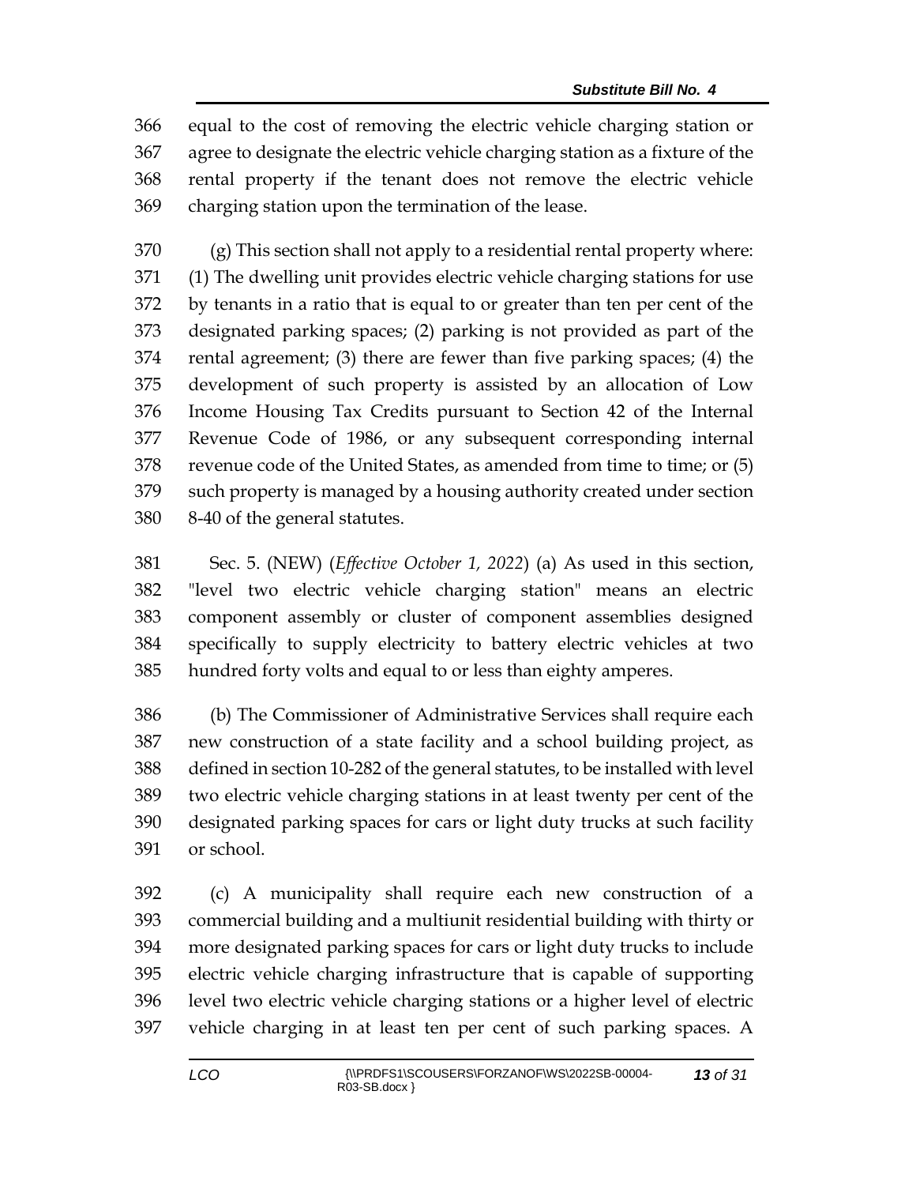equal to the cost of removing the electric vehicle charging station or agree to designate the electric vehicle charging station as a fixture of the rental property if the tenant does not remove the electric vehicle charging station upon the termination of the lease.

(g) This section shall not apply to a residential rental property where: (1) The dwelling unit provides electric vehicle charging stations for use by tenants in a ratio that is equal to or greater than ten per cent of the designated parking spaces; (2) parking is not provided as part of the rental agreement; (3) there are fewer than five parking spaces; (4) the development of such property is assisted by an allocation of Low Income Housing Tax Credits pursuant to Section 42 of the Internal Revenue Code of 1986, or any subsequent corresponding internal revenue code of the United States, as amended from time to time; or (5) such property is managed by a housing authority created under section 8-40 of the general statutes.

Sec. 5. (NEW) (*Effective October 1, 2022*) (a) As used in this section, "level two electric vehicle charging station" means an electric component assembly or cluster of component assemblies designed specifically to supply electricity to battery electric vehicles at two hundred forty volts and equal to or less than eighty amperes.

(b) The Commissioner of Administrative Services shall require each new construction of a state facility and a school building project, as defined in section 10-282 of the general statutes, to be installed with level two electric vehicle charging stations in at least twenty per cent of the designated parking spaces for cars or light duty trucks at such facility or school.

(c) A municipality shall require each new construction of a commercial building and a multiunit residential building with thirty or more designated parking spaces for cars or light duty trucks to include electric vehicle charging infrastructure that is capable of supporting level two electric vehicle charging stations or a higher level of electric vehicle charging in at least ten per cent of such parking spaces. A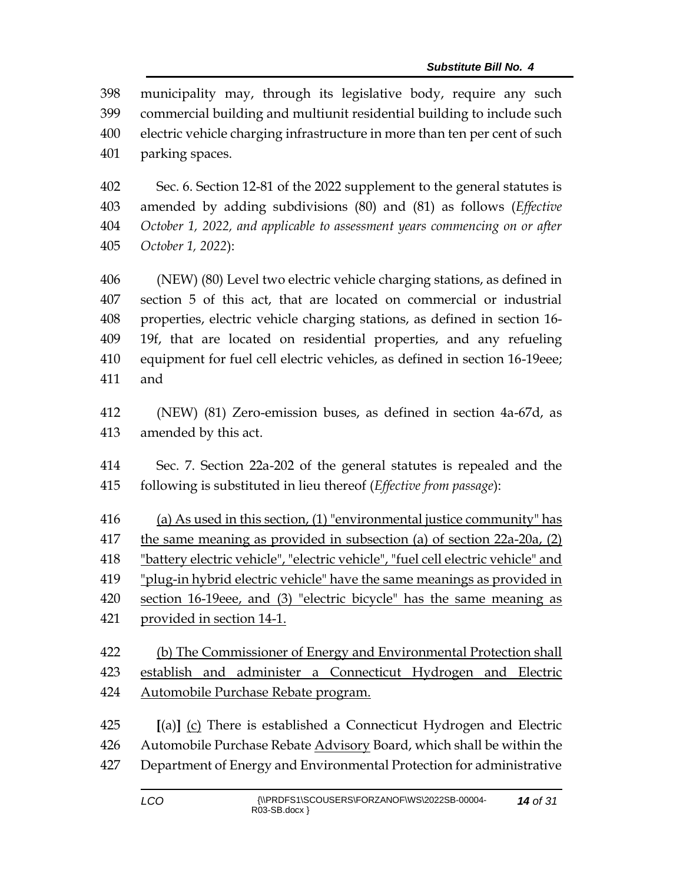398 municipality may, through its legislative body, require any such
399 commercial building and multiunit residential building to include such
400 electric vehicle charging infrastructure in more than ten per cent of such
401 parking spaces.

402 Sec. 6. Section 12-81 of the 2022 supplement to the general statutes is
403 amended by adding subdivisions (80) and (81) as follows (*Effective*
404 *October 1, 2022, and applicable to assessment years commencing on or after*
405 *October 1, 2022*):

406 (NEW) (80) Level two electric vehicle charging stations, as defined in
407 section 5 of this act, that are located on commercial or industrial
408 properties, electric vehicle charging stations, as defined in section 16-
409 19f, that are located on residential properties, and any refueling
410 equipment for fuel cell electric vehicles, as defined in section 16-19eee;
411 and

412 (NEW) (81) Zero-emission buses, as defined in section 4a-67d, as
413 amended by this act.

414 Sec. 7. Section 22a-202 of the general statutes is repealed and the
415 following is substituted in lieu thereof (*Effective from passage*):

416 <u>(a) As used in this section, (1) "environmental justice community" has</u>
417 <u>the same meaning as provided in subsection (a) of section 22a-20a, (2)</u>
418 <u>"battery electric vehicle", "electric vehicle", "fuel cell electric vehicle" and</u>
419 <u>"plug-in hybrid electric vehicle" have the same meanings as provided in</u>
420 <u>section 16-19eee, and (3) "electric bicycle" has the same meaning as</u>
421 <u>provided in section 14-1.</u>

422 <u>(b) The Commissioner of Energy and Environmental Protection shall</u>
423 <u>establish and administer a Connecticut Hydrogen and Electric</u>
424 <u>Automobile Purchase Rebate program.</u>

425 **[**(a)**]** <u>(c)</u> There is established a Connecticut Hydrogen and Electric
426 Automobile Purchase Rebate <u>Advisory</u> Board, which shall be within the
427 Department of Energy and Environmental Protection for administrative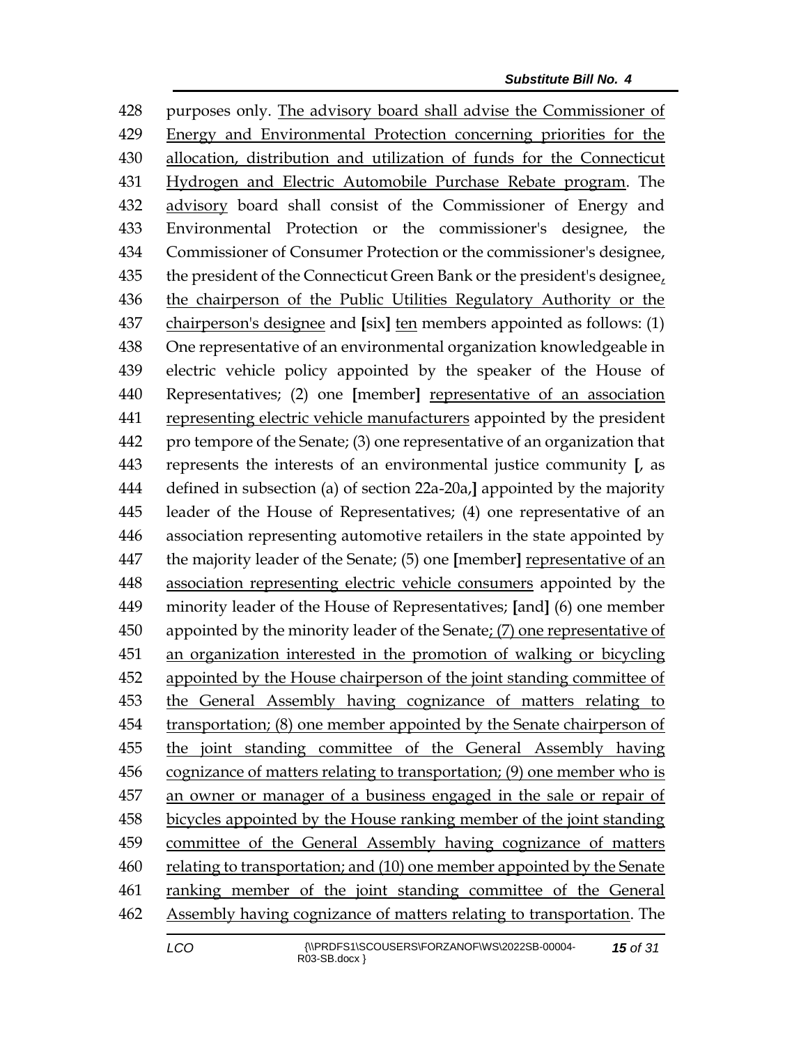428 purposes only. The advisory board shall advise the Commissioner of
429 Energy and Environmental Protection concerning priorities for the
430 allocation, distribution and utilization of funds for the Connecticut
431 Hydrogen and Electric Automobile Purchase Rebate program. The
432 advisory board shall consist of the Commissioner of Energy and
433 Environmental Protection or the commissioner's designee, the
434 Commissioner of Consumer Protection or the commissioner's designee,
435 the president of the Connecticut Green Bank or the president's designee,
436 the chairperson of the Public Utilities Regulatory Authority or the
437 chairperson's designee and [six] ten members appointed as follows: (1)
438 One representative of an environmental organization knowledgeable in
439 electric vehicle policy appointed by the speaker of the House of
440 Representatives; (2) one [member] representative of an association
441 representing electric vehicle manufacturers appointed by the president
442 pro tempore of the Senate; (3) one representative of an organization that
443 represents the interests of an environmental justice community [, as
444 defined in subsection (a) of section 22a-20a,] appointed by the majority
445 leader of the House of Representatives; (4) one representative of an
446 association representing automotive retailers in the state appointed by
447 the majority leader of the Senate; (5) one [member] representative of an
448 association representing electric vehicle consumers appointed by the
449 minority leader of the House of Representatives; [and] (6) one member
450 appointed by the minority leader of the Senate; (7) one representative of
451 an organization interested in the promotion of walking or bicycling
452 appointed by the House chairperson of the joint standing committee of
453 the General Assembly having cognizance of matters relating to
454 transportation; (8) one member appointed by the Senate chairperson of
455 the joint standing committee of the General Assembly having
456 cognizance of matters relating to transportation; (9) one member who is
457 an owner or manager of a business engaged in the sale or repair of
458 bicycles appointed by the House ranking member of the joint standing
459 committee of the General Assembly having cognizance of matters
460 relating to transportation; and (10) one member appointed by the Senate
461 ranking member of the joint standing committee of the General
462 Assembly having cognizance of matters relating to transportation. The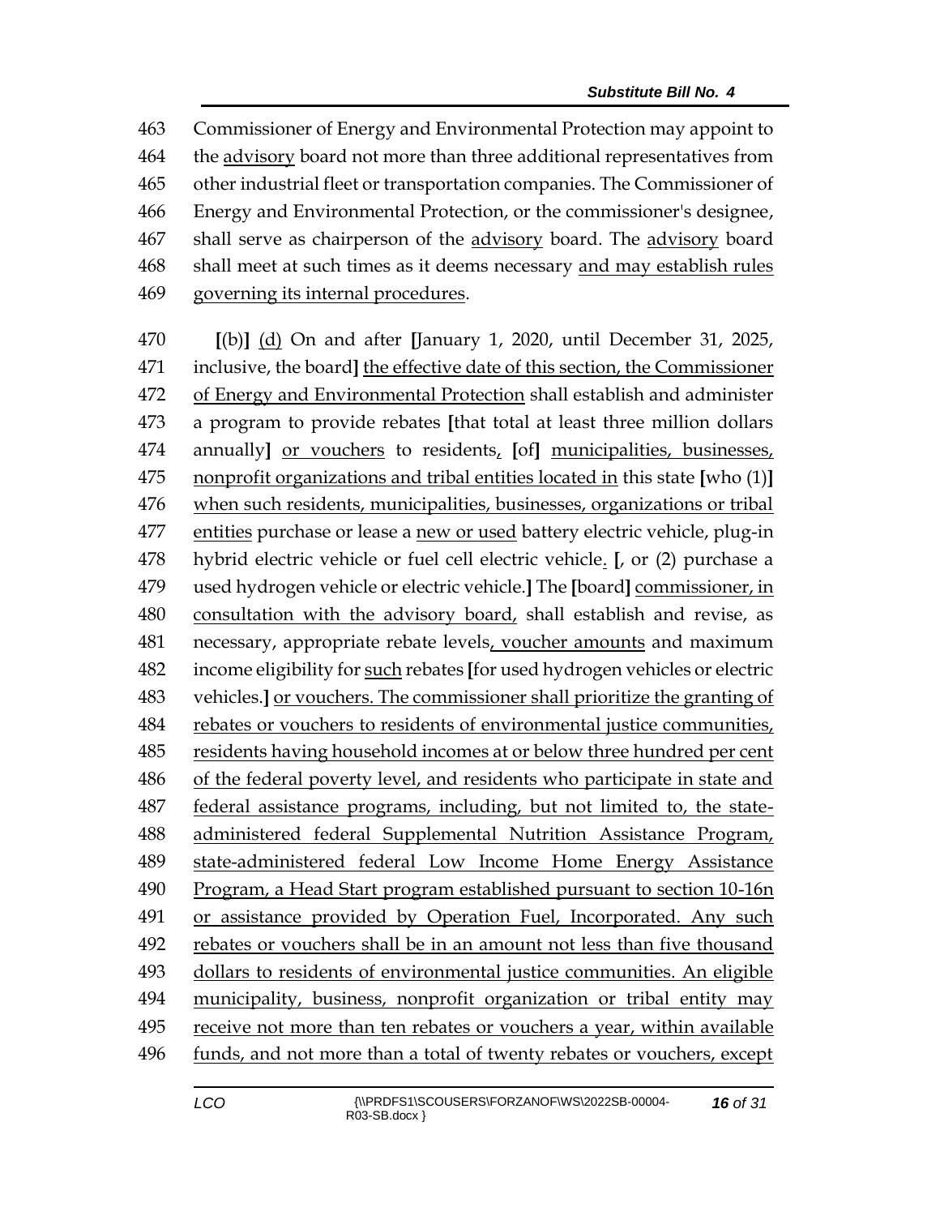463 Commissioner of Energy and Environmental Protection may appoint to
464 the advisory board not more than three additional representatives from
465 other industrial fleet or transportation companies. The Commissioner of
466 Energy and Environmental Protection, or the commissioner's designee,
467 shall serve as chairperson of the advisory board. The advisory board
468 shall meet at such times as it deems necessary and may establish rules
469 governing its internal procedures.

470 [(b)] (d) On and after [January 1, 2020, until December 31, 2025,
471 inclusive, the board] the effective date of this section, the Commissioner
472 of Energy and Environmental Protection shall establish and administer
473 a program to provide rebates [that total at least three million dollars
474 annually] or vouchers to residents, [of] municipalities, businesses,
475 nonprofit organizations and tribal entities located in this state [who (1)]
476 when such residents, municipalities, businesses, organizations or tribal
477 entities purchase or lease a new or used battery electric vehicle, plug-in
478 hybrid electric vehicle or fuel cell electric vehicle. [, or (2) purchase a
479 used hydrogen vehicle or electric vehicle.] The [board] commissioner, in
480 consultation with the advisory board, shall establish and revise, as
481 necessary, appropriate rebate levels, voucher amounts and maximum
482 income eligibility for such rebates [for used hydrogen vehicles or electric
483 vehicles.] or vouchers. The commissioner shall prioritize the granting of
484 rebates or vouchers to residents of environmental justice communities,
485 residents having household incomes at or below three hundred per cent
486 of the federal poverty level, and residents who participate in state and
487 federal assistance programs, including, but not limited to, the state-
488 administered federal Supplemental Nutrition Assistance Program,
489 state-administered federal Low Income Home Energy Assistance
490 Program, a Head Start program established pursuant to section 10-16n
491 or assistance provided by Operation Fuel, Incorporated. Any such
492 rebates or vouchers shall be in an amount not less than five thousand
493 dollars to residents of environmental justice communities. An eligible
494 municipality, business, nonprofit organization or tribal entity may
495 receive not more than ten rebates or vouchers a year, within available
496 funds, and not more than a total of twenty rebates or vouchers, except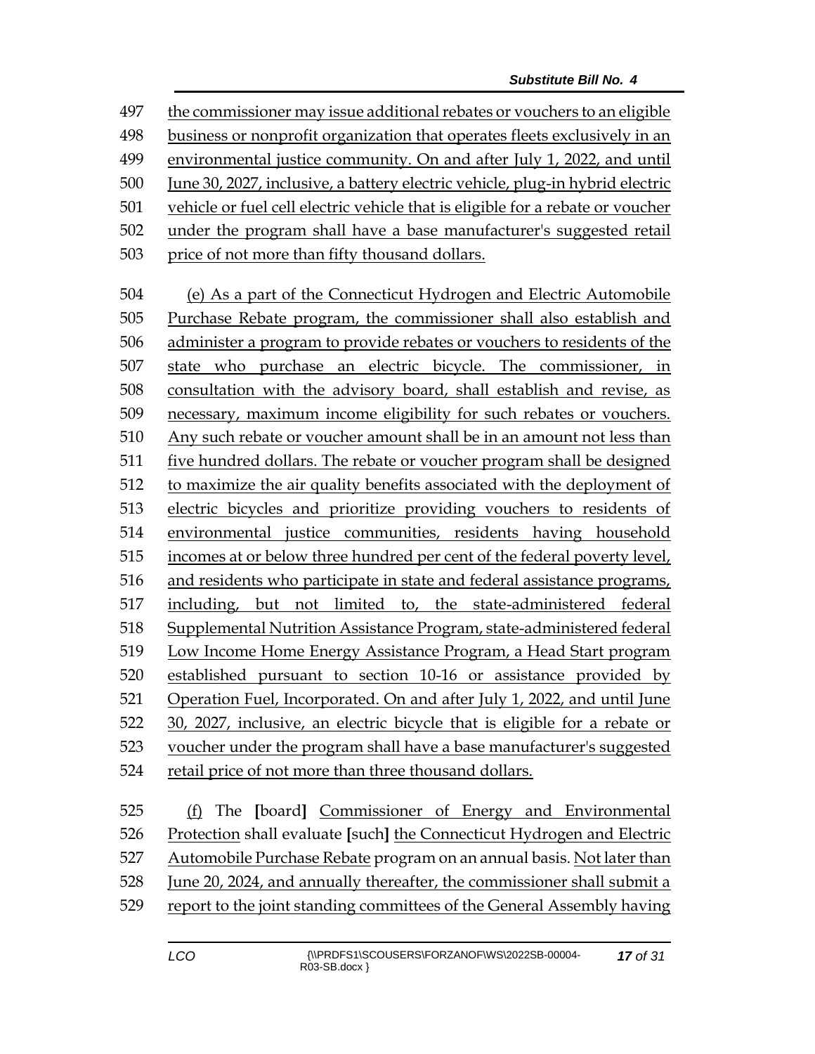497 the commissioner may issue additional rebates or vouchers to an eligible
498 business or nonprofit organization that operates fleets exclusively in an
499 environmental justice community. On and after July 1, 2022, and until
500 June 30, 2027, inclusive, a battery electric vehicle, plug-in hybrid electric
501 vehicle or fuel cell electric vehicle that is eligible for a rebate or voucher
502 under the program shall have a base manufacturer's suggested retail
503 price of not more than fifty thousand dollars.

504 (e) As a part of the Connecticut Hydrogen and Electric Automobile
505 Purchase Rebate program, the commissioner shall also establish and
506 administer a program to provide rebates or vouchers to residents of the
507 state who purchase an electric bicycle. The commissioner, in
508 consultation with the advisory board, shall establish and revise, as
509 necessary, maximum income eligibility for such rebates or vouchers.
510 Any such rebate or voucher amount shall be in an amount not less than
511 five hundred dollars. The rebate or voucher program shall be designed
512 to maximize the air quality benefits associated with the deployment of
513 electric bicycles and prioritize providing vouchers to residents of
514 environmental justice communities, residents having household
515 incomes at or below three hundred per cent of the federal poverty level,
516 and residents who participate in state and federal assistance programs,
517 including, but not limited to, the state-administered federal
518 Supplemental Nutrition Assistance Program, state-administered federal
519 Low Income Home Energy Assistance Program, a Head Start program
520 established pursuant to section 10-16 or assistance provided by
521 Operation Fuel, Incorporated. On and after July 1, 2022, and until June
522 30, 2027, inclusive, an electric bicycle that is eligible for a rebate or
523 voucher under the program shall have a base manufacturer's suggested
524 retail price of not more than three thousand dollars.

525 (f) The **[**board**]** Commissioner of Energy and Environmental
526 Protection shall evaluate **[**such**]** the Connecticut Hydrogen and Electric
527 Automobile Purchase Rebate program on an annual basis. Not later than
528 June 20, 2024, and annually thereafter, the commissioner shall submit a
529 report to the joint standing committees of the General Assembly having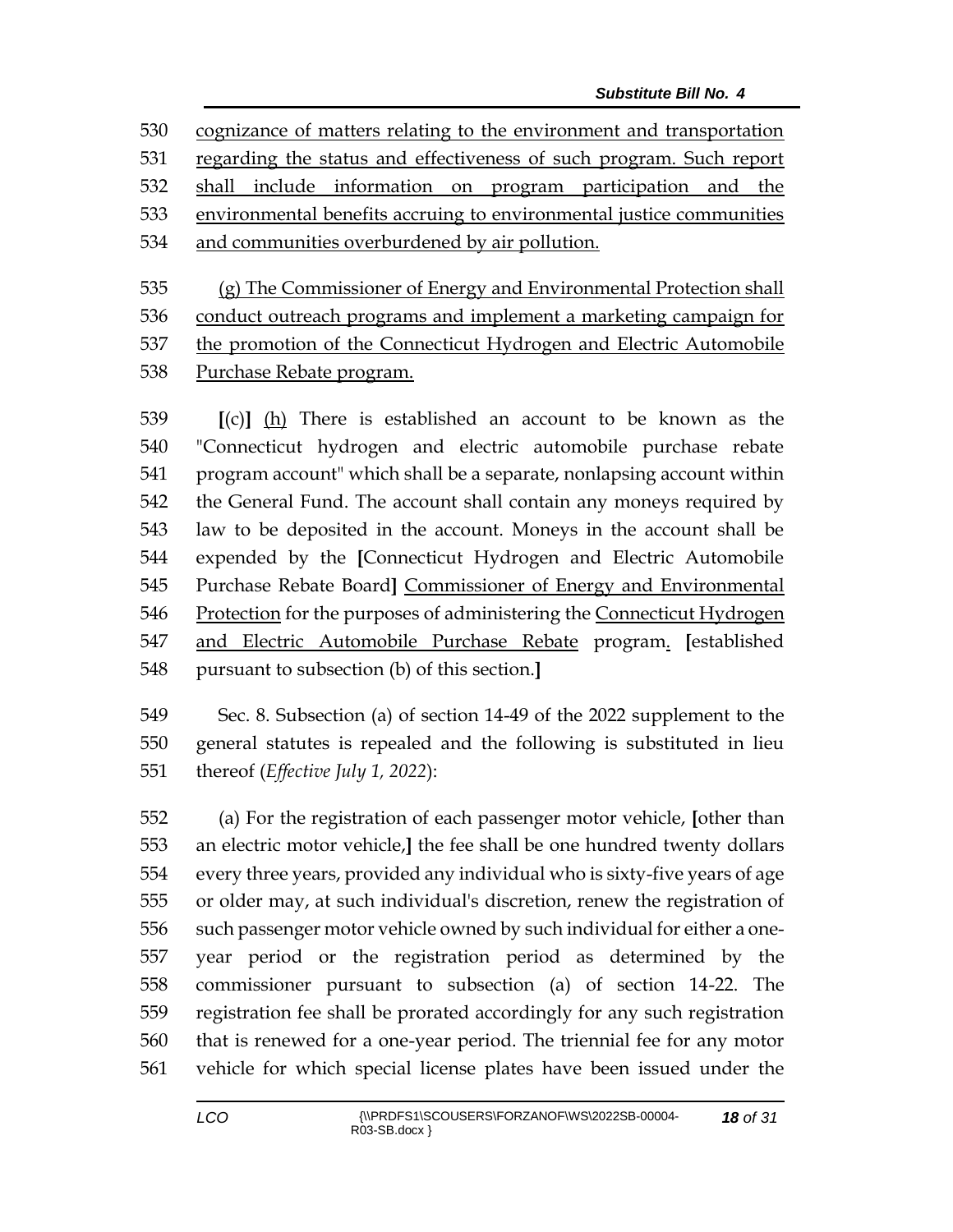cognizance of matters relating to the environment and transportation regarding the status and effectiveness of such program. Such report shall include information on program participation and the environmental benefits accruing to environmental justice communities and communities overburdened by air pollution.

(g) The Commissioner of Energy and Environmental Protection shall conduct outreach programs and implement a marketing campaign for the promotion of the Connecticut Hydrogen and Electric Automobile Purchase Rebate program.

[(c)] (h) There is established an account to be known as the "Connecticut hydrogen and electric automobile purchase rebate program account" which shall be a separate, nonlapsing account within the General Fund. The account shall contain any moneys required by law to be deposited in the account. Moneys in the account shall be expended by the [Connecticut Hydrogen and Electric Automobile Purchase Rebate Board] Commissioner of Energy and Environmental Protection for the purposes of administering the Connecticut Hydrogen and Electric Automobile Purchase Rebate program. [established pursuant to subsection (b) of this section.]

Sec. 8. Subsection (a) of section 14-49 of the 2022 supplement to the general statutes is repealed and the following is substituted in lieu thereof (*Effective July 1, 2022*):

(a) For the registration of each passenger motor vehicle, [other than an electric motor vehicle,] the fee shall be one hundred twenty dollars every three years, provided any individual who is sixty-five years of age or older may, at such individual's discretion, renew the registration of such passenger motor vehicle owned by such individual for either a one-year period or the registration period as determined by the commissioner pursuant to subsection (a) of section 14-22. The registration fee shall be prorated accordingly for any such registration that is renewed for a one-year period. The triennial fee for any motor vehicle for which special license plates have been issued under the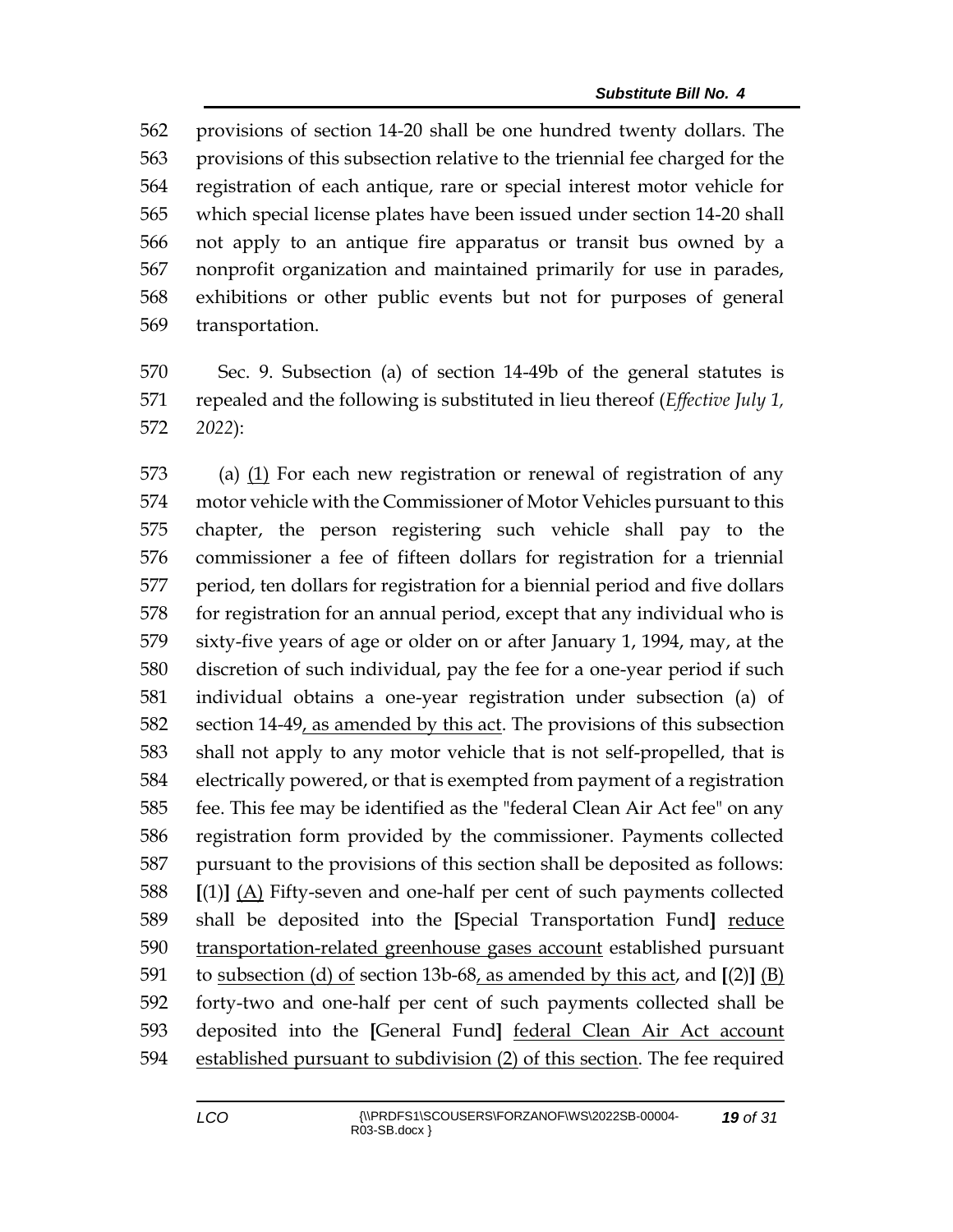562 provisions of section 14-20 shall be one hundred twenty dollars. The
563 provisions of this subsection relative to the triennial fee charged for the
564 registration of each antique, rare or special interest motor vehicle for
565 which special license plates have been issued under section 14-20 shall
566 not apply to an antique fire apparatus or transit bus owned by a
567 nonprofit organization and maintained primarily for use in parades,
568 exhibitions or other public events but not for purposes of general
569 transportation.

570 Sec. 9. Subsection (a) of section 14-49b of the general statutes is
571 repealed and the following is substituted in lieu thereof (*Effective July 1,*
572 *2022*):

573 (a) <u>(1)</u> For each new registration or renewal of registration of any
574 motor vehicle with the Commissioner of Motor Vehicles pursuant to this
575 chapter, the person registering such vehicle shall pay to the
576 commissioner a fee of fifteen dollars for registration for a triennial
577 period, ten dollars for registration for a biennial period and five dollars
578 for registration for an annual period, except that any individual who is
579 sixty-five years of age or older on or after January 1, 1994, may, at the
580 discretion of such individual, pay the fee for a one-year period if such
581 individual obtains a one-year registration under subsection (a) of
582 section 14-49<u>, as amended by this act</u>. The provisions of this subsection
583 shall not apply to any motor vehicle that is not self-propelled, that is
584 electrically powered, or that is exempted from payment of a registration
585 fee. This fee may be identified as the "federal Clean Air Act fee" on any
586 registration form provided by the commissioner. Payments collected
587 pursuant to the provisions of this section shall be deposited as follows:
588 **[**(1)**]** <u>(A)</u> Fifty-seven and one-half per cent of such payments collected
589 shall be deposited into the **[**Special Transportation Fund**]** <u>reduce</u>
590 <u>transportation-related greenhouse gases account</u> established pursuant
591 to <u>subsection (d) of</u> section 13b-68<u>, as amended by this act</u>, and **[**(2)**]** <u>(B)</u>
592 forty-two and one-half per cent of such payments collected shall be
593 deposited into the **[**General Fund**]** <u>federal Clean Air Act account</u>
594 <u>established pursuant to subdivision (2) of this section</u>. The fee required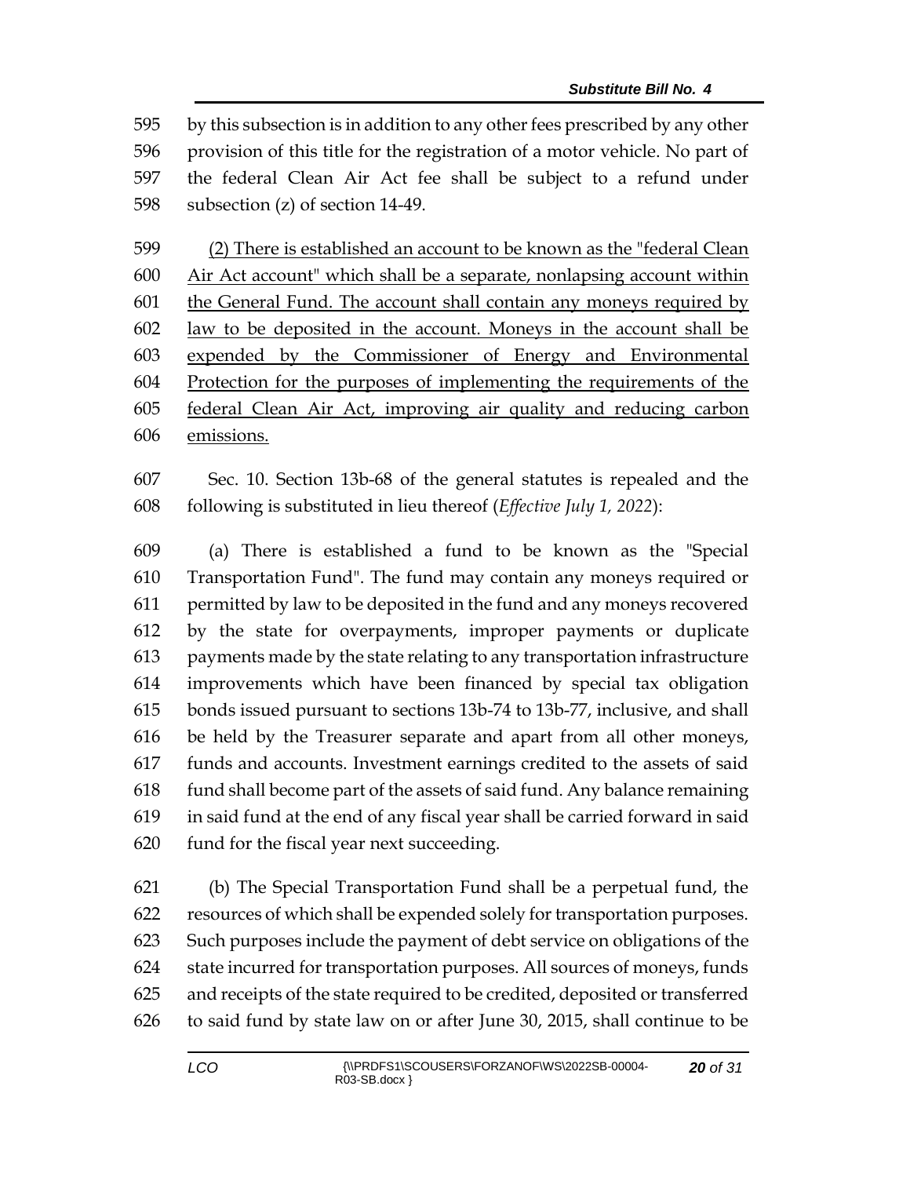595 by this subsection is in addition to any other fees prescribed by any other
596 provision of this title for the registration of a motor vehicle. No part of
597 the federal Clean Air Act fee shall be subject to a refund under
598 subsection (z) of section 14-49.

599 <u>(2) There is established an account to be known as the "federal Clean</u>
600 <u>Air Act account" which shall be a separate, nonlapsing account within</u>
601 <u>the General Fund. The account shall contain any moneys required by</u>
602 <u>law to be deposited in the account. Moneys in the account shall be</u>
603 <u>expended by the Commissioner of Energy and Environmental</u>
604 <u>Protection for the purposes of implementing the requirements of the</u>
605 <u>federal Clean Air Act, improving air quality and reducing carbon</u>
606 <u>emissions.</u>

607 Sec. 10. Section 13b-68 of the general statutes is repealed and the
608 following is substituted in lieu thereof (*Effective July 1, 2022*):

609 (a) There is established a fund to be known as the "Special
610 Transportation Fund". The fund may contain any moneys required or
611 permitted by law to be deposited in the fund and any moneys recovered
612 by the state for overpayments, improper payments or duplicate
613 payments made by the state relating to any transportation infrastructure
614 improvements which have been financed by special tax obligation
615 bonds issued pursuant to sections 13b-74 to 13b-77, inclusive, and shall
616 be held by the Treasurer separate and apart from all other moneys,
617 funds and accounts. Investment earnings credited to the assets of said
618 fund shall become part of the assets of said fund. Any balance remaining
619 in said fund at the end of any fiscal year shall be carried forward in said
620 fund for the fiscal year next succeeding.

621 (b) The Special Transportation Fund shall be a perpetual fund, the
622 resources of which shall be expended solely for transportation purposes.
623 Such purposes include the payment of debt service on obligations of the
624 state incurred for transportation purposes. All sources of moneys, funds
625 and receipts of the state required to be credited, deposited or transferred
626 to said fund by state law on or after June 30, 2015, shall continue to be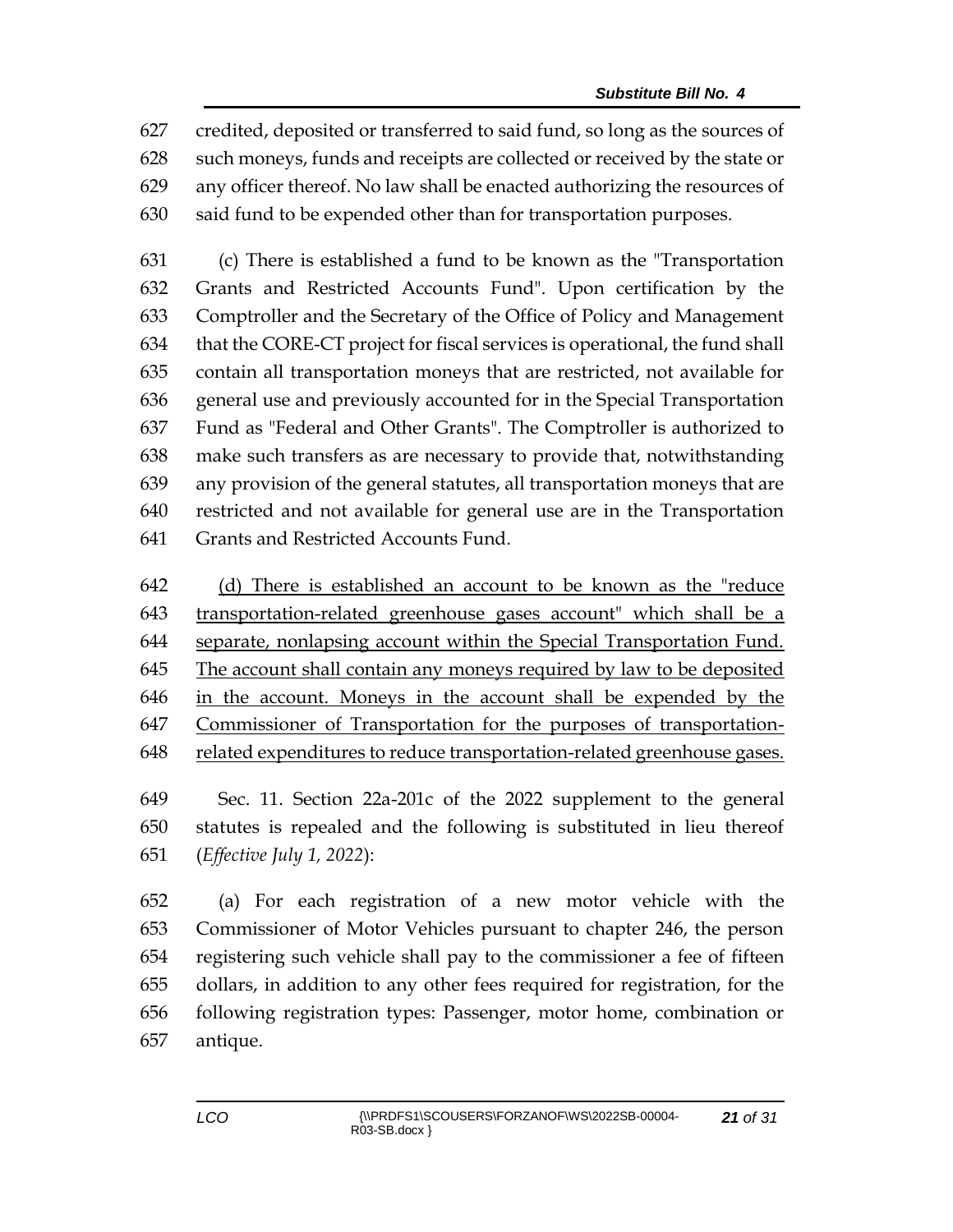627 credited, deposited or transferred to said fund, so long as the sources of
628 such moneys, funds and receipts are collected or received by the state or
629 any officer thereof. No law shall be enacted authorizing the resources of
630 said fund to be expended other than for transportation purposes.

631 (c) There is established a fund to be known as the "Transportation
632 Grants and Restricted Accounts Fund". Upon certification by the
633 Comptroller and the Secretary of the Office of Policy and Management
634 that the CORE-CT project for fiscal services is operational, the fund shall
635 contain all transportation moneys that are restricted, not available for
636 general use and previously accounted for in the Special Transportation
637 Fund as "Federal and Other Grants". The Comptroller is authorized to
638 make such transfers as are necessary to provide that, notwithstanding
639 any provision of the general statutes, all transportation moneys that are
640 restricted and not available for general use are in the Transportation
641 Grants and Restricted Accounts Fund.

642 <u>(d) There is established an account to be known as the "reduce</u>
643 <u>transportation-related greenhouse gases account" which shall be a</u>
644 <u>separate, nonlapsing account within the Special Transportation Fund.</u>
645 <u>The account shall contain any moneys required by law to be deposited</u>
646 <u>in the account. Moneys in the account shall be expended by the</u>
647 <u>Commissioner of Transportation for the purposes of transportation-</u>
648 <u>related expenditures to reduce transportation-related greenhouse gases.</u>

649 Sec. 11. Section 22a-201c of the 2022 supplement to the general
650 statutes is repealed and the following is substituted in lieu thereof
651 (*Effective July 1, 2022*):

652 (a) For each registration of a new motor vehicle with the
653 Commissioner of Motor Vehicles pursuant to chapter 246, the person
654 registering such vehicle shall pay to the commissioner a fee of fifteen
655 dollars, in addition to any other fees required for registration, for the
656 following registration types: Passenger, motor home, combination or
657 antique.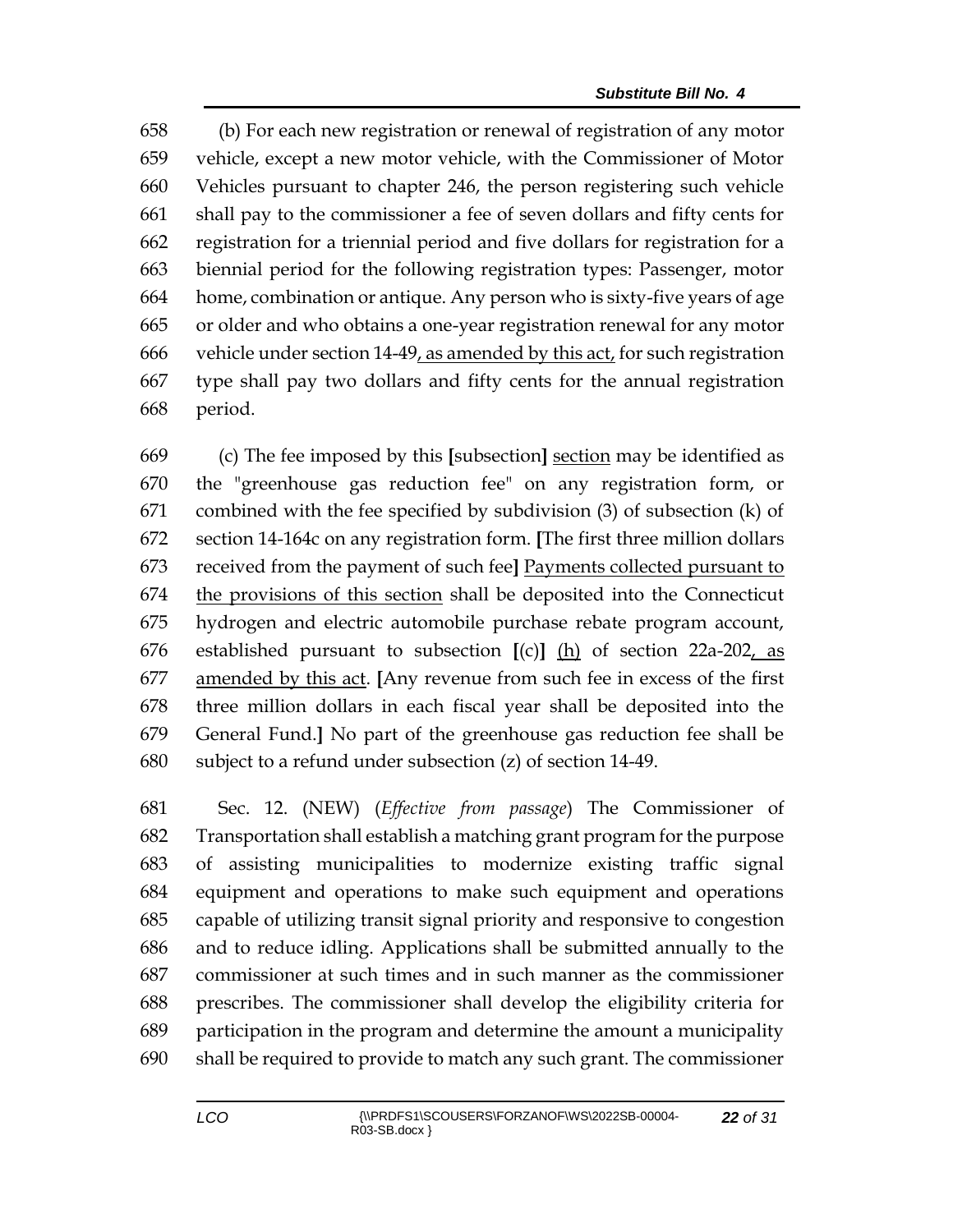658 (b) For each new registration or renewal of registration of any motor
659 vehicle, except a new motor vehicle, with the Commissioner of Motor
660 Vehicles pursuant to chapter 246, the person registering such vehicle
661 shall pay to the commissioner a fee of seven dollars and fifty cents for
662 registration for a triennial period and five dollars for registration for a
663 biennial period for the following registration types: Passenger, motor
664 home, combination or antique. Any person who is sixty-five years of age
665 or older and who obtains a one-year registration renewal for any motor
666 vehicle under section 14-49<u>, as amended by this act,</u> for such registration
667 type shall pay two dollars and fifty cents for the annual registration
668 period.

669 (c) The fee imposed by this **[**subsection**]** <u>section</u> may be identified as
670 the "greenhouse gas reduction fee" on any registration form, or
671 combined with the fee specified by subdivision (3) of subsection (k) of
672 section 14-164c on any registration form. **[**The first three million dollars
673 received from the payment of such fee**]** <u>Payments collected pursuant to</u>
674 <u>the provisions of this section</u> shall be deposited into the Connecticut
675 hydrogen and electric automobile purchase rebate program account,
676 established pursuant to subsection **[**(c)**]** <u>(h)</u> of section 22a-202<u>, as</u>
677 <u>amended by this act</u>. **[**Any revenue from such fee in excess of the first
678 three million dollars in each fiscal year shall be deposited into the
679 General Fund.**]** No part of the greenhouse gas reduction fee shall be
680 subject to a refund under subsection (z) of section 14-49.

681 Sec. 12. (NEW) (*Effective from passage*) The Commissioner of
682 Transportation shall establish a matching grant program for the purpose
683 of assisting municipalities to modernize existing traffic signal
684 equipment and operations to make such equipment and operations
685 capable of utilizing transit signal priority and responsive to congestion
686 and to reduce idling. Applications shall be submitted annually to the
687 commissioner at such times and in such manner as the commissioner
688 prescribes. The commissioner shall develop the eligibility criteria for
689 participation in the program and determine the amount a municipality
690 shall be required to provide to match any such grant. The commissioner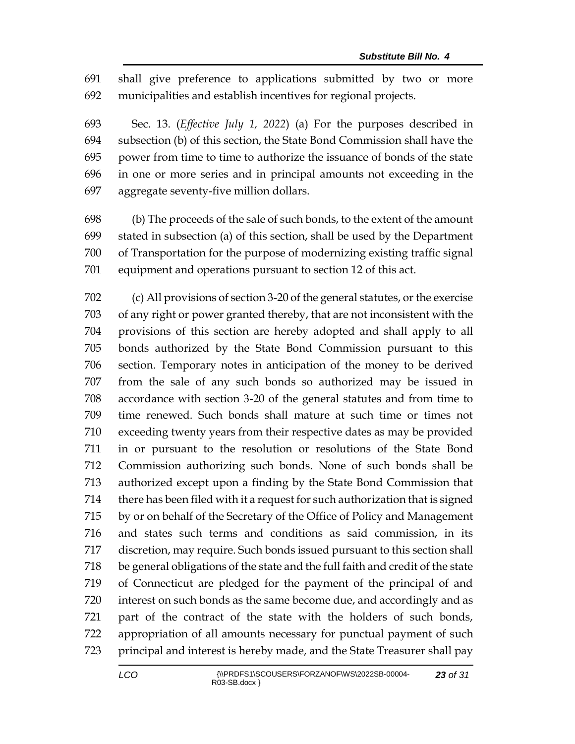shall give preference to applications submitted by two or more municipalities and establish incentives for regional projects.

Sec. 13. (*Effective July 1, 2022*) (a) For the purposes described in subsection (b) of this section, the State Bond Commission shall have the power from time to time to authorize the issuance of bonds of the state in one or more series and in principal amounts not exceeding in the aggregate seventy-five million dollars.

(b) The proceeds of the sale of such bonds, to the extent of the amount stated in subsection (a) of this section, shall be used by the Department of Transportation for the purpose of modernizing existing traffic signal equipment and operations pursuant to section 12 of this act.

(c) All provisions of section 3-20 of the general statutes, or the exercise of any right or power granted thereby, that are not inconsistent with the provisions of this section are hereby adopted and shall apply to all bonds authorized by the State Bond Commission pursuant to this section. Temporary notes in anticipation of the money to be derived from the sale of any such bonds so authorized may be issued in accordance with section 3-20 of the general statutes and from time to time renewed. Such bonds shall mature at such time or times not exceeding twenty years from their respective dates as may be provided in or pursuant to the resolution or resolutions of the State Bond Commission authorizing such bonds. None of such bonds shall be authorized except upon a finding by the State Bond Commission that there has been filed with it a request for such authorization that is signed by or on behalf of the Secretary of the Office of Policy and Management and states such terms and conditions as said commission, in its discretion, may require. Such bonds issued pursuant to this section shall be general obligations of the state and the full faith and credit of the state of Connecticut are pledged for the payment of the principal of and interest on such bonds as the same become due, and accordingly and as part of the contract of the state with the holders of such bonds, appropriation of all amounts necessary for punctual payment of such principal and interest is hereby made, and the State Treasurer shall pay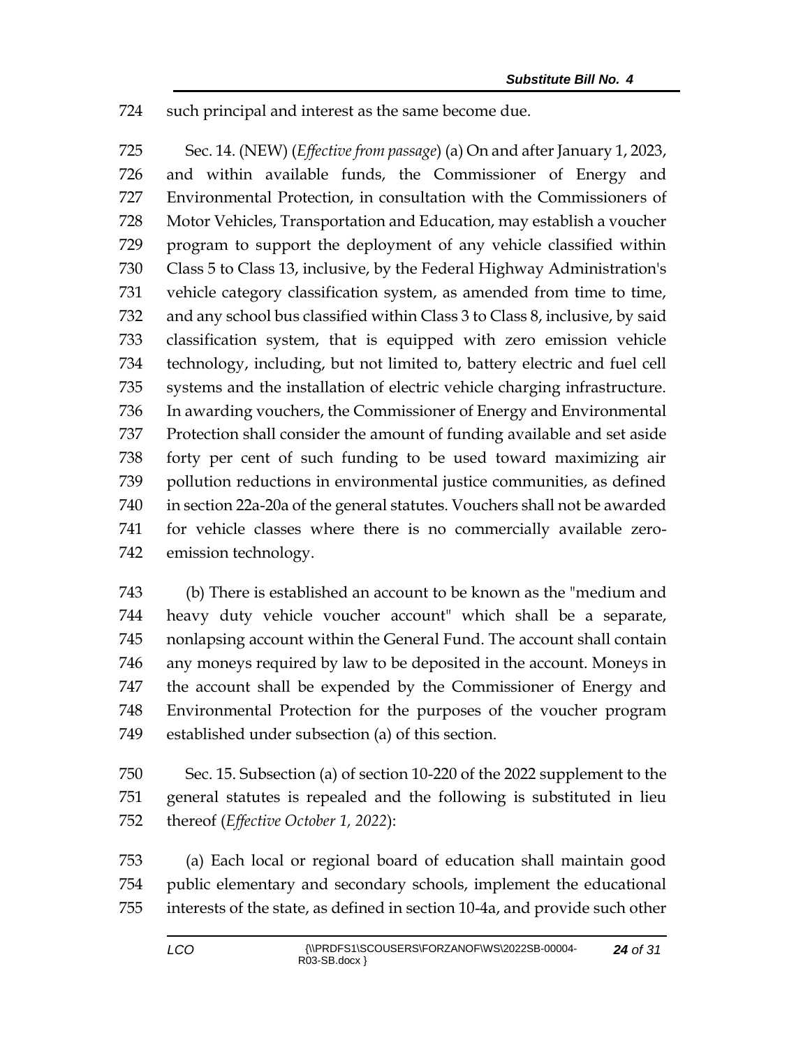such principal and interest as the same become due.

Sec. 14. (NEW) (*Effective from passage*) (a) On and after January 1, 2023, and within available funds, the Commissioner of Energy and Environmental Protection, in consultation with the Commissioners of Motor Vehicles, Transportation and Education, may establish a voucher program to support the deployment of any vehicle classified within Class 5 to Class 13, inclusive, by the Federal Highway Administration's vehicle category classification system, as amended from time to time, and any school bus classified within Class 3 to Class 8, inclusive, by said classification system, that is equipped with zero emission vehicle technology, including, but not limited to, battery electric and fuel cell systems and the installation of electric vehicle charging infrastructure. In awarding vouchers, the Commissioner of Energy and Environmental Protection shall consider the amount of funding available and set aside forty per cent of such funding to be used toward maximizing air pollution reductions in environmental justice communities, as defined in section 22a-20a of the general statutes. Vouchers shall not be awarded for vehicle classes where there is no commercially available zero-emission technology.

(b) There is established an account to be known as the "medium and heavy duty vehicle voucher account" which shall be a separate, nonlapsing account within the General Fund. The account shall contain any moneys required by law to be deposited in the account. Moneys in the account shall be expended by the Commissioner of Energy and Environmental Protection for the purposes of the voucher program established under subsection (a) of this section.

Sec. 15. Subsection (a) of section 10-220 of the 2022 supplement to the general statutes is repealed and the following is substituted in lieu thereof (*Effective October 1, 2022*):

(a) Each local or regional board of education shall maintain good public elementary and secondary schools, implement the educational interests of the state, as defined in section 10-4a, and provide such other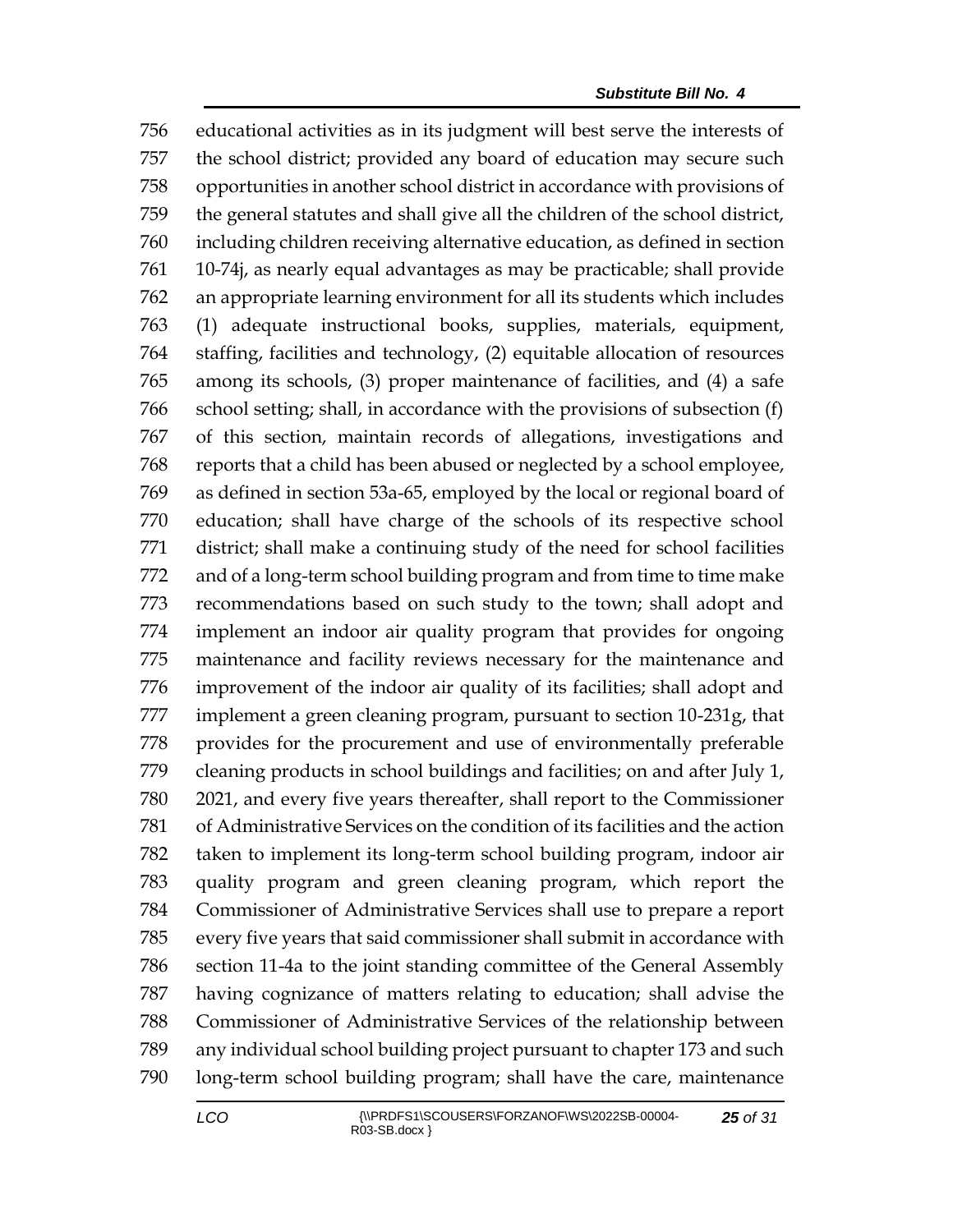756 educational activities as in its judgment will best serve the interests of
757 the school district; provided any board of education may secure such
758 opportunities in another school district in accordance with provisions of
759 the general statutes and shall give all the children of the school district,
760 including children receiving alternative education, as defined in section
761 10-74j, as nearly equal advantages as may be practicable; shall provide
762 an appropriate learning environment for all its students which includes
763 (1) adequate instructional books, supplies, materials, equipment,
764 staffing, facilities and technology, (2) equitable allocation of resources
765 among its schools, (3) proper maintenance of facilities, and (4) a safe
766 school setting; shall, in accordance with the provisions of subsection (f)
767 of this section, maintain records of allegations, investigations and
768 reports that a child has been abused or neglected by a school employee,
769 as defined in section 53a-65, employed by the local or regional board of
770 education; shall have charge of the schools of its respective school
771 district; shall make a continuing study of the need for school facilities
772 and of a long-term school building program and from time to time make
773 recommendations based on such study to the town; shall adopt and
774 implement an indoor air quality program that provides for ongoing
775 maintenance and facility reviews necessary for the maintenance and
776 improvement of the indoor air quality of its facilities; shall adopt and
777 implement a green cleaning program, pursuant to section 10-231g, that
778 provides for the procurement and use of environmentally preferable
779 cleaning products in school buildings and facilities; on and after July 1,
780 2021, and every five years thereafter, shall report to the Commissioner
781 of Administrative Services on the condition of its facilities and the action
782 taken to implement its long-term school building program, indoor air
783 quality program and green cleaning program, which report the
784 Commissioner of Administrative Services shall use to prepare a report
785 every five years that said commissioner shall submit in accordance with
786 section 11-4a to the joint standing committee of the General Assembly
787 having cognizance of matters relating to education; shall advise the
788 Commissioner of Administrative Services of the relationship between
789 any individual school building project pursuant to chapter 173 and such
790 long-term school building program; shall have the care, maintenance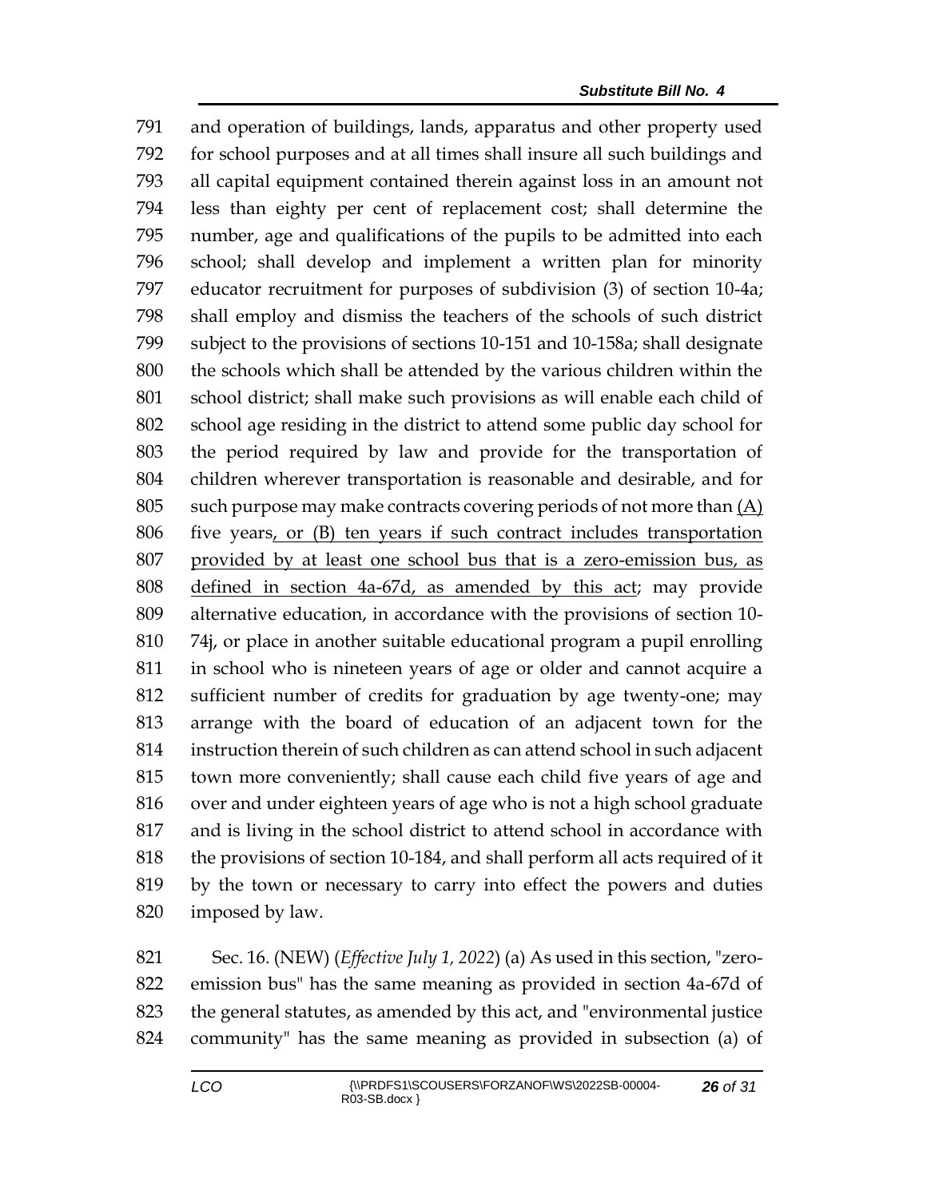791 and operation of buildings, lands, apparatus and other property used
792 for school purposes and at all times shall insure all such buildings and
793 all capital equipment contained therein against loss in an amount not
794 less than eighty per cent of replacement cost; shall determine the
795 number, age and qualifications of the pupils to be admitted into each
796 school; shall develop and implement a written plan for minority
797 educator recruitment for purposes of subdivision (3) of section 10-4a;
798 shall employ and dismiss the teachers of the schools of such district
799 subject to the provisions of sections 10-151 and 10-158a; shall designate
800 the schools which shall be attended by the various children within the
801 school district; shall make such provisions as will enable each child of
802 school age residing in the district to attend some public day school for
803 the period required by law and provide for the transportation of
804 children wherever transportation is reasonable and desirable, and for
805 such purpose may make contracts covering periods of not more than <u>(A)</u>
806 five years<u>, or (B) ten years if such contract includes transportation</u>
807 <u>provided by at least one school bus that is a zero-emission bus, as</u>
808 <u>defined in section 4a-67d, as amended by this act</u>; may provide
809 alternative education, in accordance with the provisions of section 10-
810 74j, or place in another suitable educational program a pupil enrolling
811 in school who is nineteen years of age or older and cannot acquire a
812 sufficient number of credits for graduation by age twenty-one; may
813 arrange with the board of education of an adjacent town for the
814 instruction therein of such children as can attend school in such adjacent
815 town more conveniently; shall cause each child five years of age and
816 over and under eighteen years of age who is not a high school graduate
817 and is living in the school district to attend school in accordance with
818 the provisions of section 10-184, and shall perform all acts required of it
819 by the town or necessary to carry into effect the powers and duties
820 imposed by law.

821 Sec. 16. (NEW) (*Effective July 1, 2022*) (a) As used in this section, "zero-
822 emission bus" has the same meaning as provided in section 4a-67d of
823 the general statutes, as amended by this act, and "environmental justice
824 community" has the same meaning as provided in subsection (a) of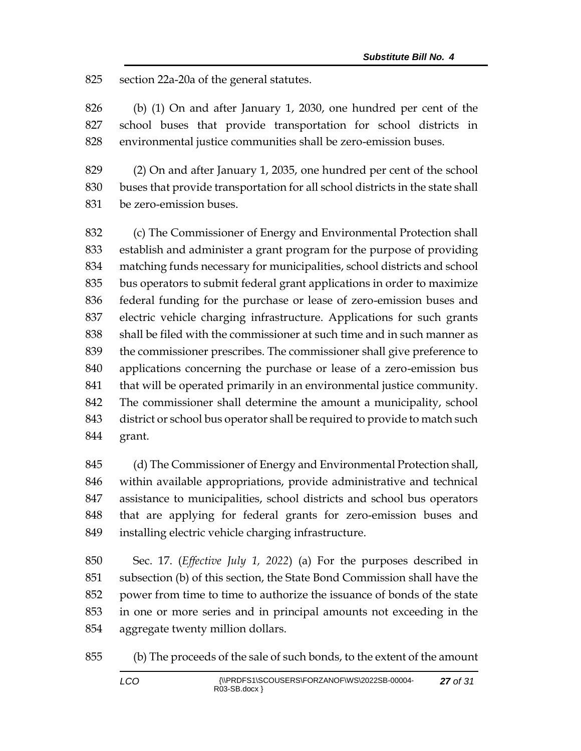section 22a-20a of the general statutes.

(b) (1) On and after January 1, 2030, one hundred per cent of the school buses that provide transportation for school districts in environmental justice communities shall be zero-emission buses.

(2) On and after January 1, 2035, one hundred per cent of the school buses that provide transportation for all school districts in the state shall be zero-emission buses.

(c) The Commissioner of Energy and Environmental Protection shall establish and administer a grant program for the purpose of providing matching funds necessary for municipalities, school districts and school bus operators to submit federal grant applications in order to maximize federal funding for the purchase or lease of zero-emission buses and electric vehicle charging infrastructure. Applications for such grants shall be filed with the commissioner at such time and in such manner as the commissioner prescribes. The commissioner shall give preference to applications concerning the purchase or lease of a zero-emission bus that will be operated primarily in an environmental justice community. The commissioner shall determine the amount a municipality, school district or school bus operator shall be required to provide to match such grant.

(d) The Commissioner of Energy and Environmental Protection shall, within available appropriations, provide administrative and technical assistance to municipalities, school districts and school bus operators that are applying for federal grants for zero-emission buses and installing electric vehicle charging infrastructure.

Sec. 17. (*Effective July 1, 2022*) (a) For the purposes described in subsection (b) of this section, the State Bond Commission shall have the power from time to time to authorize the issuance of bonds of the state in one or more series and in principal amounts not exceeding in the aggregate twenty million dollars.

(b) The proceeds of the sale of such bonds, to the extent of the amount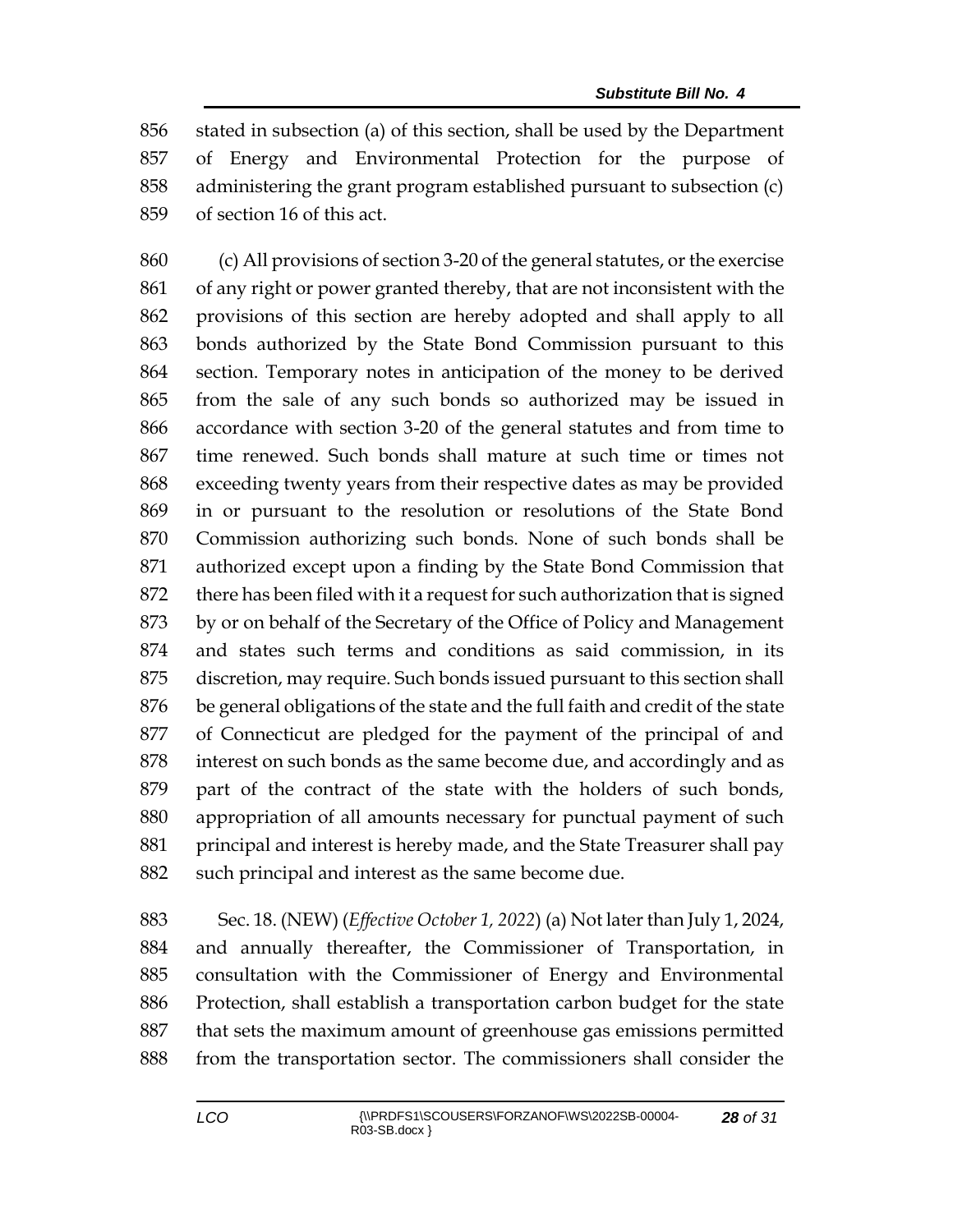stated in subsection (a) of this section, shall be used by the Department of Energy and Environmental Protection for the purpose of administering the grant program established pursuant to subsection (c) of section 16 of this act.

(c) All provisions of section 3-20 of the general statutes, or the exercise of any right or power granted thereby, that are not inconsistent with the provisions of this section are hereby adopted and shall apply to all bonds authorized by the State Bond Commission pursuant to this section. Temporary notes in anticipation of the money to be derived from the sale of any such bonds so authorized may be issued in accordance with section 3-20 of the general statutes and from time to time renewed. Such bonds shall mature at such time or times not exceeding twenty years from their respective dates as may be provided in or pursuant to the resolution or resolutions of the State Bond Commission authorizing such bonds. None of such bonds shall be authorized except upon a finding by the State Bond Commission that there has been filed with it a request for such authorization that is signed by or on behalf of the Secretary of the Office of Policy and Management and states such terms and conditions as said commission, in its discretion, may require. Such bonds issued pursuant to this section shall be general obligations of the state and the full faith and credit of the state of Connecticut are pledged for the payment of the principal of and interest on such bonds as the same become due, and accordingly and as part of the contract of the state with the holders of such bonds, appropriation of all amounts necessary for punctual payment of such principal and interest is hereby made, and the State Treasurer shall pay such principal and interest as the same become due.

Sec. 18. (NEW) (*Effective October 1, 2022*) (a) Not later than July 1, 2024, and annually thereafter, the Commissioner of Transportation, in consultation with the Commissioner of Energy and Environmental Protection, shall establish a transportation carbon budget for the state that sets the maximum amount of greenhouse gas emissions permitted from the transportation sector. The commissioners shall consider the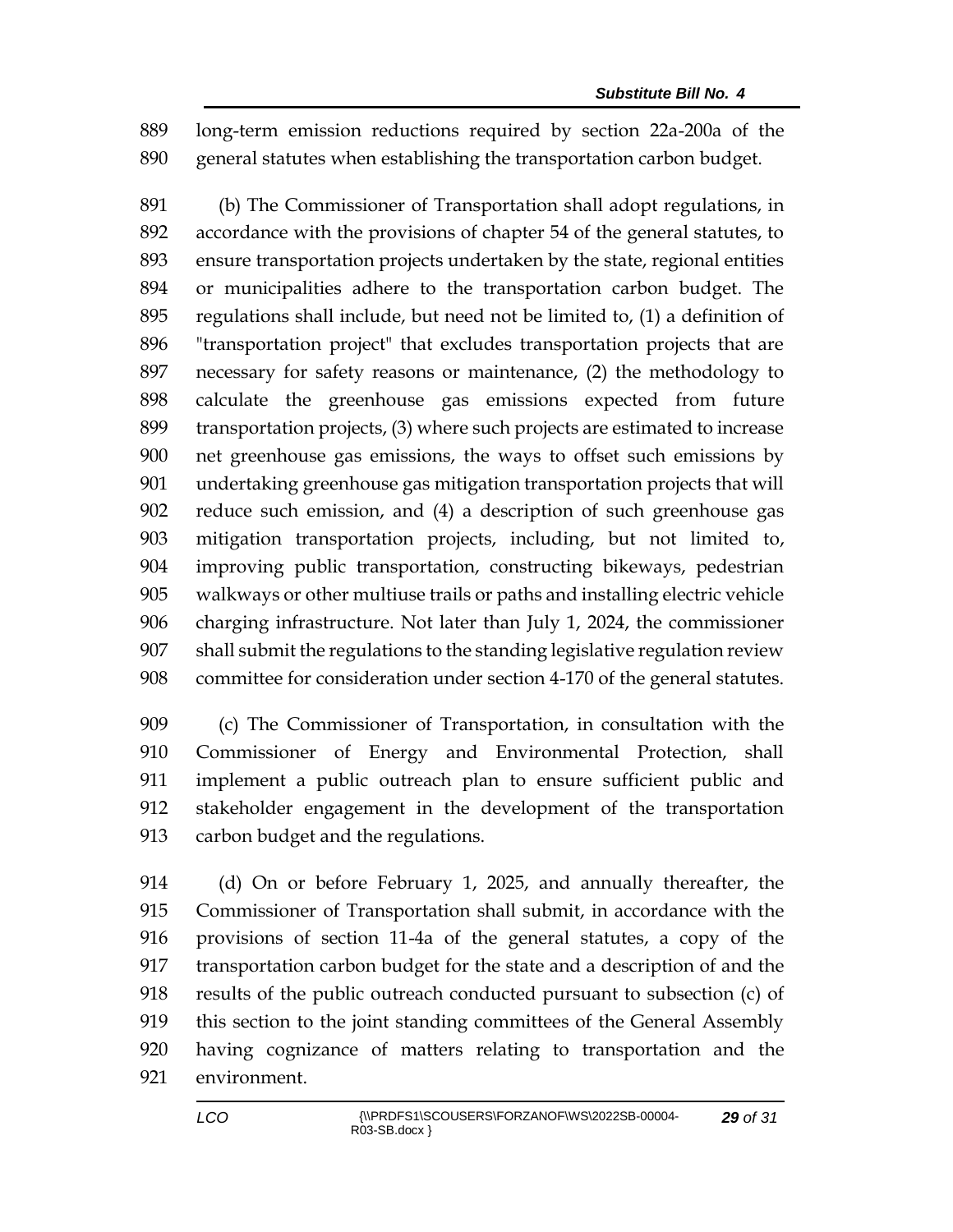long-term emission reductions required by section 22a-200a of the general statutes when establishing the transportation carbon budget.

(b) The Commissioner of Transportation shall adopt regulations, in accordance with the provisions of chapter 54 of the general statutes, to ensure transportation projects undertaken by the state, regional entities or municipalities adhere to the transportation carbon budget. The regulations shall include, but need not be limited to, (1) a definition of "transportation project" that excludes transportation projects that are necessary for safety reasons or maintenance, (2) the methodology to calculate the greenhouse gas emissions expected from future transportation projects, (3) where such projects are estimated to increase net greenhouse gas emissions, the ways to offset such emissions by undertaking greenhouse gas mitigation transportation projects that will reduce such emission, and (4) a description of such greenhouse gas mitigation transportation projects, including, but not limited to, improving public transportation, constructing bikeways, pedestrian walkways or other multiuse trails or paths and installing electric vehicle charging infrastructure. Not later than July 1, 2024, the commissioner shall submit the regulations to the standing legislative regulation review committee for consideration under section 4-170 of the general statutes.

(c) The Commissioner of Transportation, in consultation with the Commissioner of Energy and Environmental Protection, shall implement a public outreach plan to ensure sufficient public and stakeholder engagement in the development of the transportation carbon budget and the regulations.

(d) On or before February 1, 2025, and annually thereafter, the Commissioner of Transportation shall submit, in accordance with the provisions of section 11-4a of the general statutes, a copy of the transportation carbon budget for the state and a description of and the results of the public outreach conducted pursuant to subsection (c) of this section to the joint standing committees of the General Assembly having cognizance of matters relating to transportation and the environment.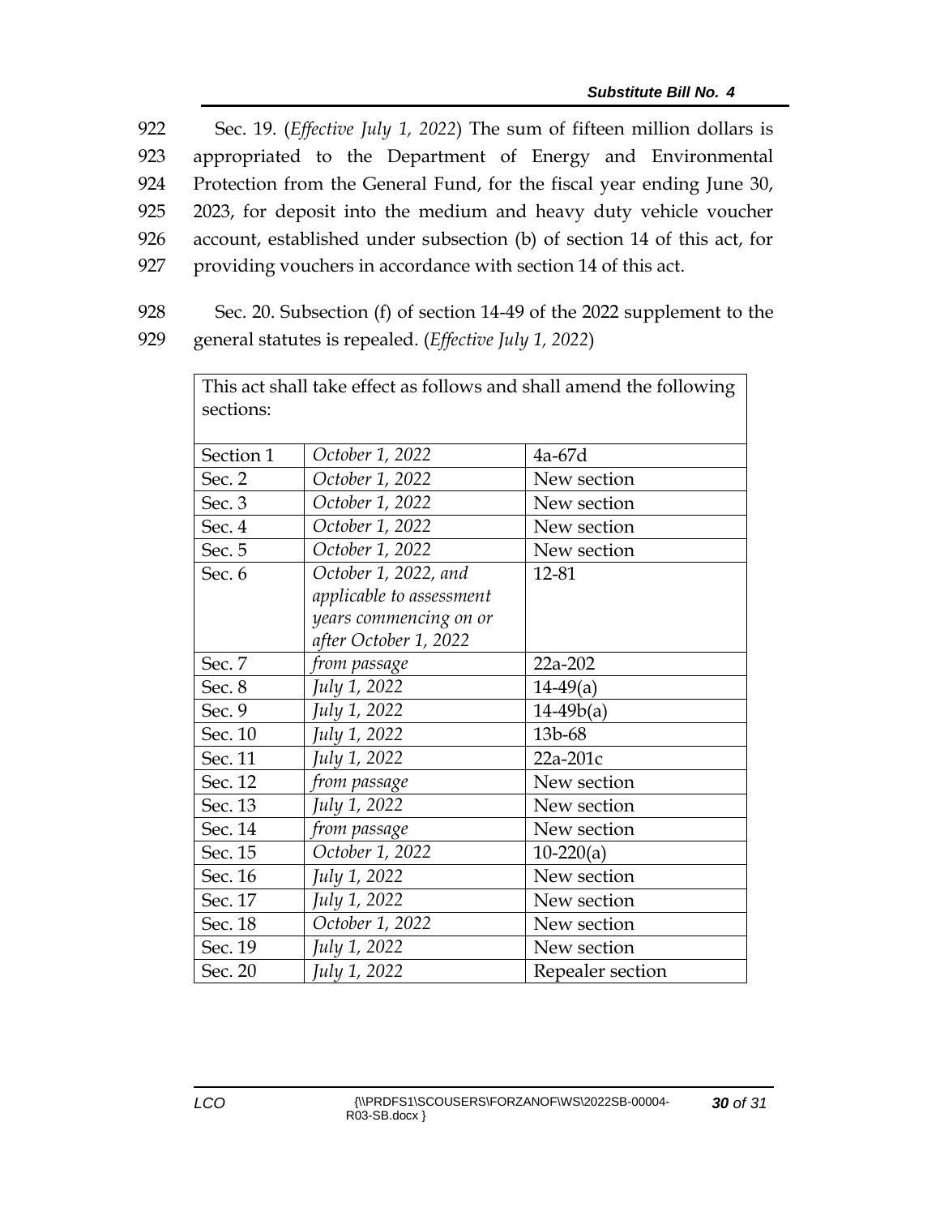922 Sec. 19. (*Effective July 1, 2022*) The sum of fifteen million dollars is
923 appropriated to the Department of Energy and Environmental
924 Protection from the General Fund, for the fiscal year ending June 30,
925 2023, for deposit into the medium and heavy duty vehicle voucher
926 account, established under subsection (b) of section 14 of this act, for
927 providing vouchers in accordance with section 14 of this act.

928 Sec. 20. Subsection (f) of section 14-49 of the 2022 supplement to the
929 general statutes is repealed. (*Effective July 1, 2022*)

| This act shall take effect as follows and shall amend the following sections: | | |
|---|---|---|
| Section 1 | *October 1, 2022* | 4a-67d |
| Sec. 2 | *October 1, 2022* | New section |
| Sec. 3 | *October 1, 2022* | New section |
| Sec. 4 | *October 1, 2022* | New section |
| Sec. 5 | *October 1, 2022* | New section |
| Sec. 6 | *October 1, 2022, and applicable to assessment years commencing on or after October 1, 2022* | 12-81 |
| Sec. 7 | *from passage* | 22a-202 |
| Sec. 8 | *July 1, 2022* | 14-49(a) |
| Sec. 9 | *July 1, 2022* | 14-49b(a) |
| Sec. 10 | *July 1, 2022* | 13b-68 |
| Sec. 11 | *July 1, 2022* | 22a-201c |
| Sec. 12 | *from passage* | New section |
| Sec. 13 | *July 1, 2022* | New section |
| Sec. 14 | *from passage* | New section |
| Sec. 15 | *October 1, 2022* | 10-220(a) |
| Sec. 16 | *July 1, 2022* | New section |
| Sec. 17 | *July 1, 2022* | New section |
| Sec. 18 | *October 1, 2022* | New section |
| Sec. 19 | *July 1, 2022* | New section |
| Sec. 20 | *July 1, 2022* | Repealer section |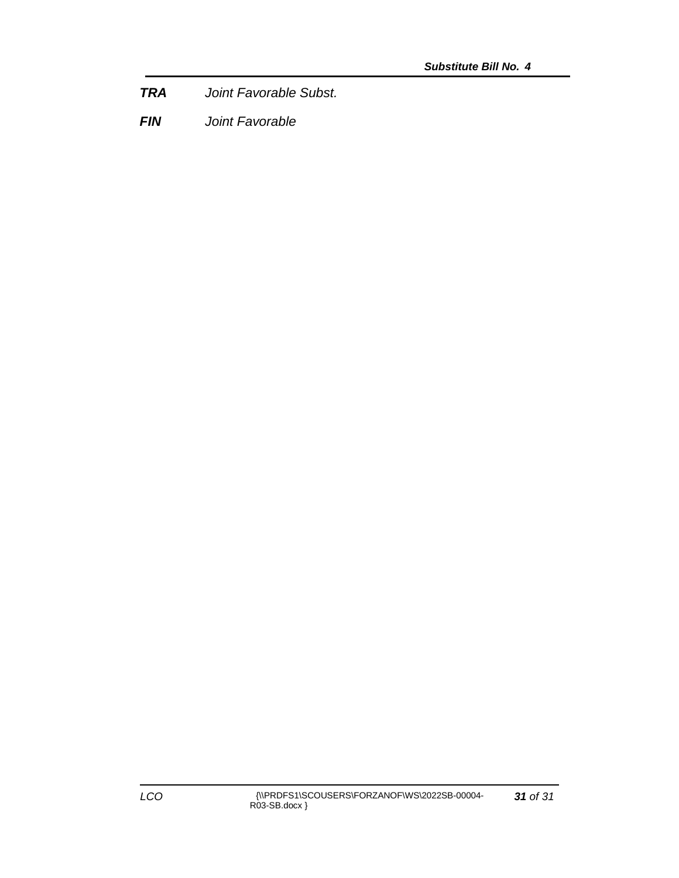***TRA*** *Joint Favorable Subst.*

***FIN*** *Joint Favorable*